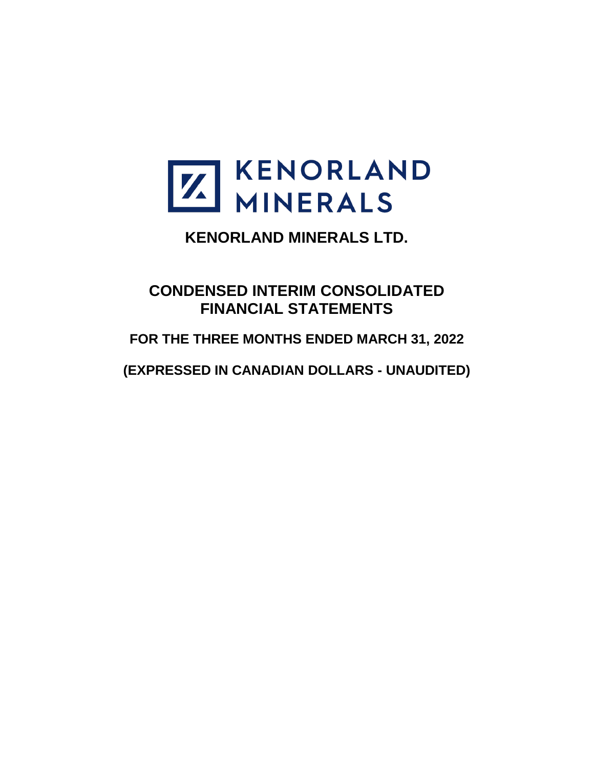KENORLAND MINERALS

# KENORLAND MINERALS LTD.

## CONDENSED INTERIM CONSOLIDATED FINANCIAL STATEMENTS

### FOR THE THREE MONTHS ENDED MARCH 31, 2022

### (EXPRESSED IN CANADIAN DOLLARS - UNAUDITED)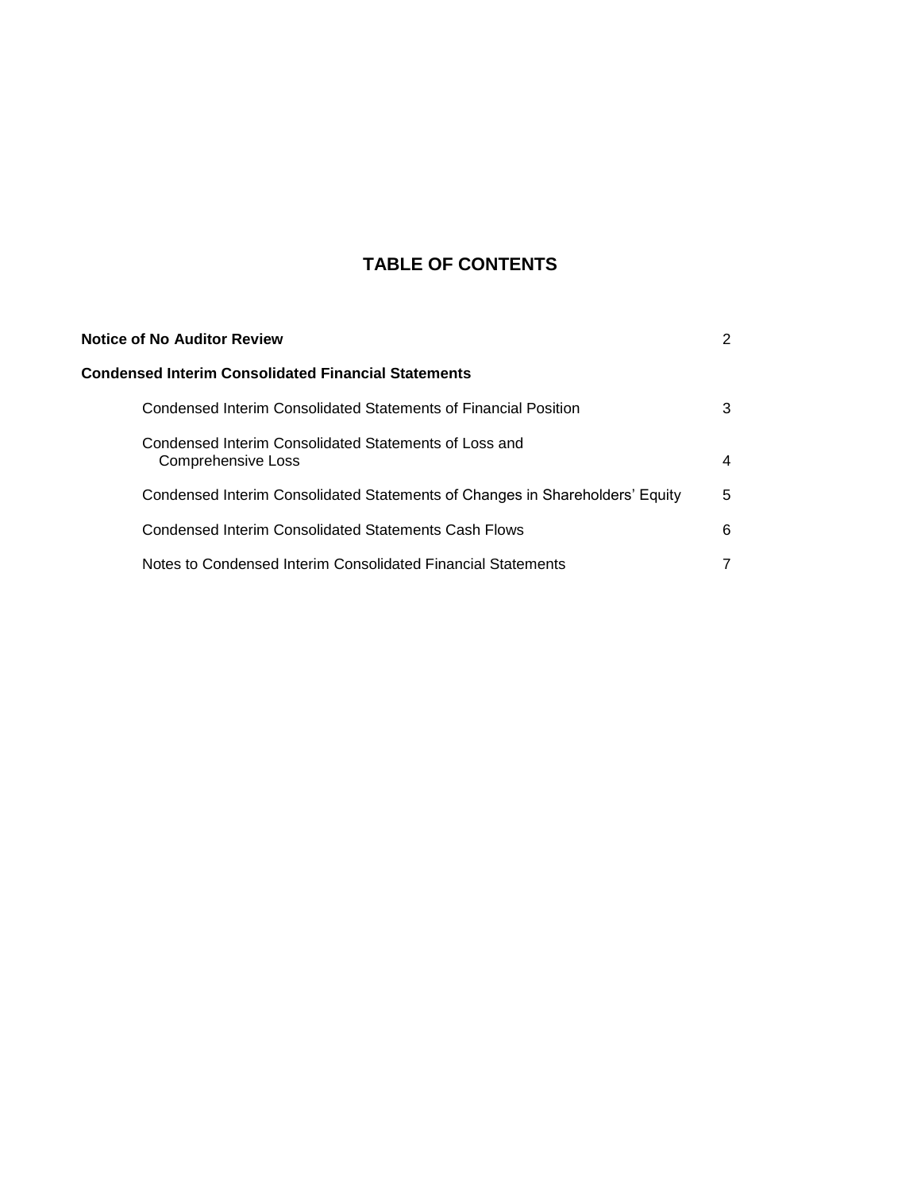# TABLE OF CONTENTS

| | |
|---|---|
| **Notice of No Auditor Review** | 2 |
| **Condensed Interim Consolidated Financial Statements** | |
| Condensed Interim Consolidated Statements of Financial Position | 3 |
| Condensed Interim Consolidated Statements of Loss and Comprehensive Loss | 4 |
| Condensed Interim Consolidated Statements of Changes in Shareholders' Equity | 5 |
| Condensed Interim Consolidated Statements Cash Flows | 6 |
| Notes to Condensed Interim Consolidated Financial Statements | 7 |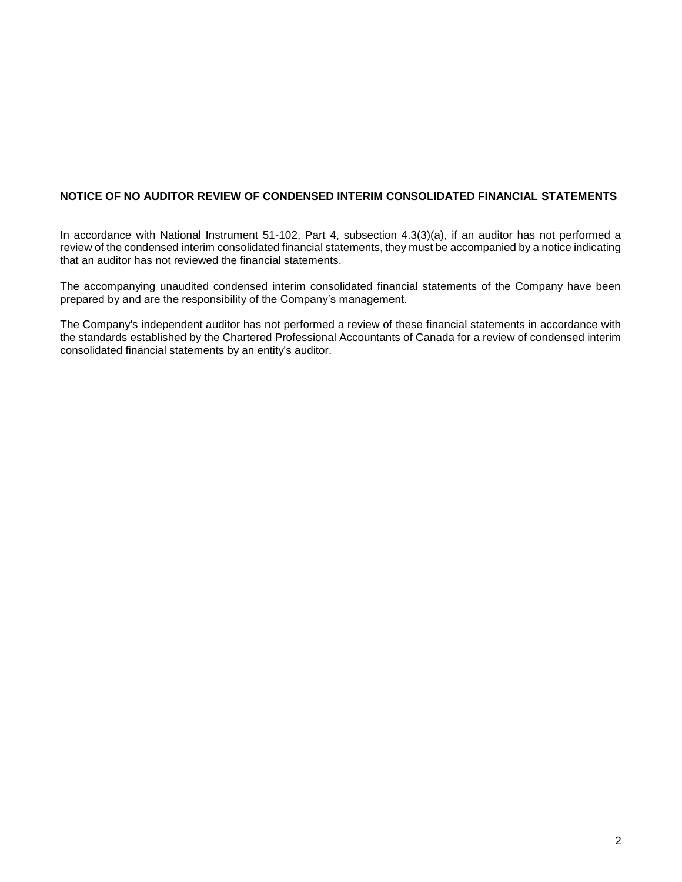## NOTICE OF NO AUDITOR REVIEW OF CONDENSED INTERIM CONSOLIDATED FINANCIAL STATEMENTS

In accordance with National Instrument 51-102, Part 4, subsection 4.3(3)(a), if an auditor has not performed a review of the condensed interim consolidated financial statements, they must be accompanied by a notice indicating that an auditor has not reviewed the financial statements.

The accompanying unaudited condensed interim consolidated financial statements of the Company have been prepared by and are the responsibility of the Company's management.

The Company's independent auditor has not performed a review of these financial statements in accordance with the standards established by the Chartered Professional Accountants of Canada for a review of condensed interim consolidated financial statements by an entity's auditor.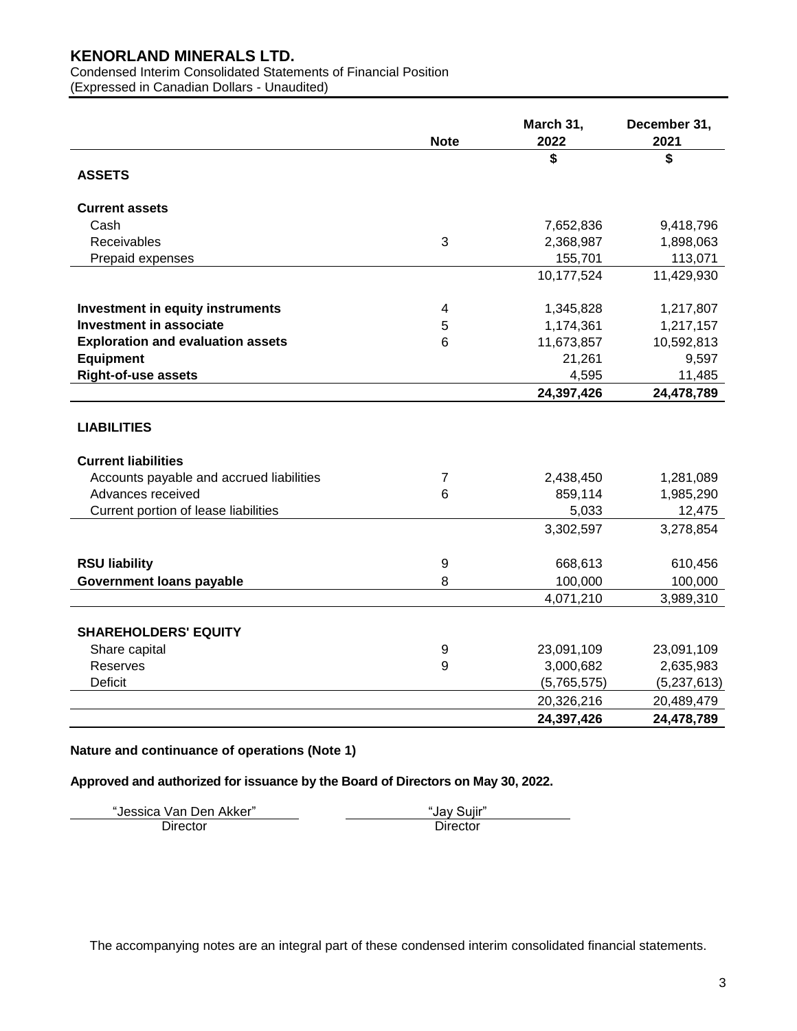# KENORLAND MINERALS LTD.

Condensed Interim Consolidated Statements of Financial Position
(Expressed in Canadian Dollars - Unaudited)

| | Note | March 31, 2022 | December 31, 2021 |
|---|---|---|---|
| | | $ | $ |
| **ASSETS** | | | |
| **Current assets** | | | |
| Cash | | 7,652,836 | 9,418,796 |
| Receivables | 3 | 2,368,987 | 1,898,063 |
| Prepaid expenses | | 155,701 | 113,071 |
| | | 10,177,524 | 11,429,930 |
| **Investment in equity instruments** | 4 | 1,345,828 | 1,217,807 |
| **Investment in associate** | 5 | 1,174,361 | 1,217,157 |
| **Exploration and evaluation assets** | 6 | 11,673,857 | 10,592,813 |
| **Equipment** | | 21,261 | 9,597 |
| **Right-of-use assets** | | 4,595 | 11,485 |
| | | **24,397,426** | **24,478,789** |
| **LIABILITIES** | | | |
| **Current liabilities** | | | |
| Accounts payable and accrued liabilities | 7 | 2,438,450 | 1,281,089 |
| Advances received | 6 | 859,114 | 1,985,290 |
| Current portion of lease liabilities | | 5,033 | 12,475 |
| | | 3,302,597 | 3,278,854 |
| **RSU liability** | 9 | 668,613 | 610,456 |
| **Government loans payable** | 8 | 100,000 | 100,000 |
| | | 4,071,210 | 3,989,310 |
| **SHAREHOLDERS' EQUITY** | | | |
| Share capital | 9 | 23,091,109 | 23,091,109 |
| Reserves | 9 | 3,000,682 | 2,635,983 |
| Deficit | | (5,765,575) | (5,237,613) |
| | | 20,326,216 | 20,489,479 |
| | | **24,397,426** | **24,478,789** |

**Nature and continuance of operations (Note 1)**

**Approved and authorized for issuance by the Board of Directors on May 30, 2022.**

| "Jessica Van Den Akker" | "Jay Sujir" |
|---|---|
| Director | Director |

The accompanying notes are an integral part of these condensed interim consolidated financial statements.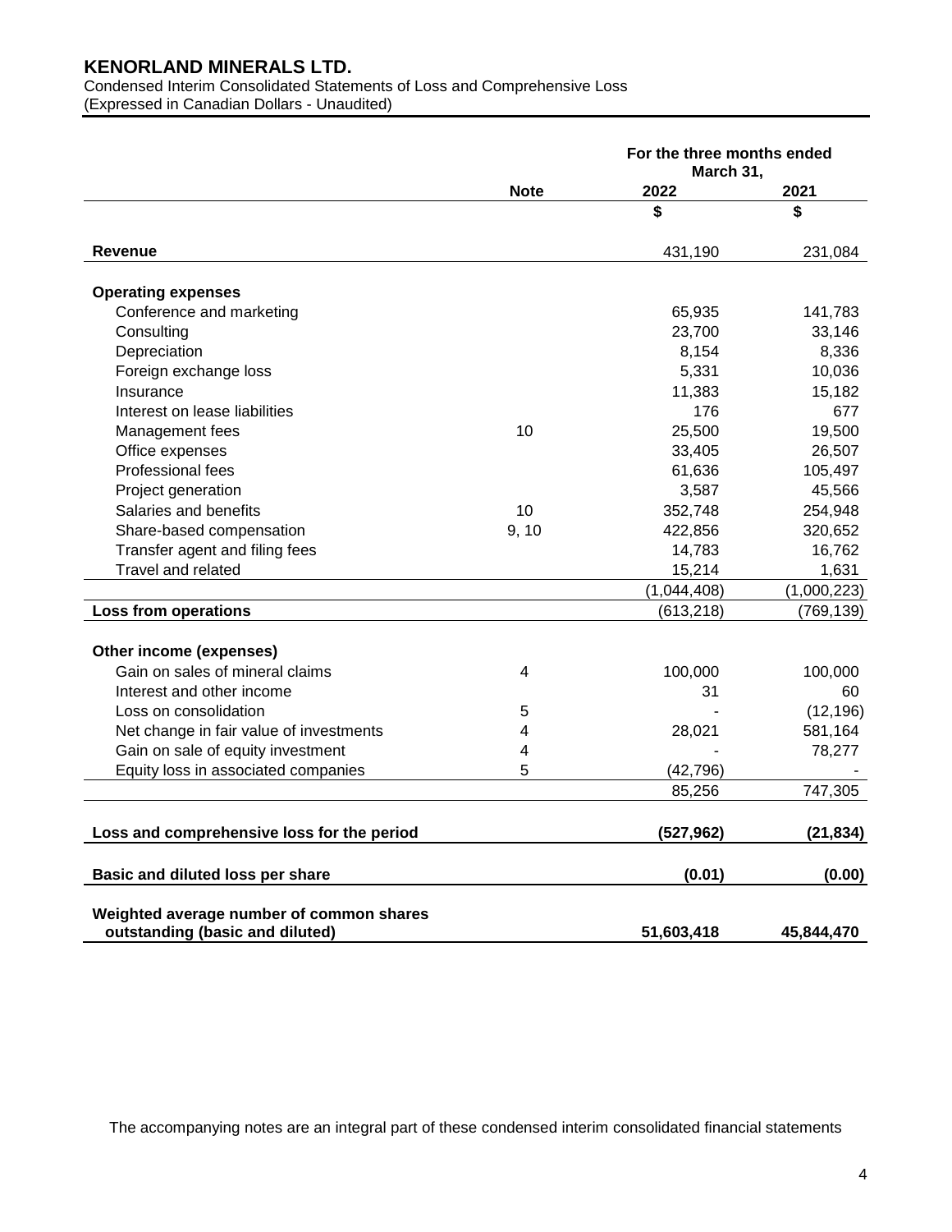# KENORLAND MINERALS LTD.

Condensed Interim Consolidated Statements of Loss and Comprehensive Loss
(Expressed in Canadian Dollars - Unaudited)

| | Note | For the three months ended March 31, 2022 | 2021 |
|---|---|---|---|
| | | $ | $ |
| **Revenue** | | 431,190 | 231,084 |
| **Operating expenses** | | | |
| Conference and marketing | | 65,935 | 141,783 |
| Consulting | | 23,700 | 33,146 |
| Depreciation | | 8,154 | 8,336 |
| Foreign exchange loss | | 5,331 | 10,036 |
| Insurance | | 11,383 | 15,182 |
| Interest on lease liabilities | | 176 | 677 |
| Management fees | 10 | 25,500 | 19,500 |
| Office expenses | | 33,405 | 26,507 |
| Professional fees | | 61,636 | 105,497 |
| Project generation | | 3,587 | 45,566 |
| Salaries and benefits | 10 | 352,748 | 254,948 |
| Share-based compensation | 9, 10 | 422,856 | 320,652 |
| Transfer agent and filing fees | | 14,783 | 16,762 |
| Travel and related | | 15,214 | 1,631 |
| | | (1,044,408) | (1,000,223) |
| **Loss from operations** | | (613,218) | (769,139) |
| **Other income (expenses)** | | | |
| Gain on sales of mineral claims | 4 | 100,000 | 100,000 |
| Interest and other income | | 31 | 60 |
| Loss on consolidation | 5 | - | (12,196) |
| Net change in fair value of investments | 4 | 28,021 | 581,164 |
| Gain on sale of equity investment | 4 | - | 78,277 |
| Equity loss in associated companies | 5 | (42,796) | - |
| | | 85,256 | 747,305 |
| **Loss and comprehensive loss for the period** | | **(527,962)** | **(21,834)** |
| **Basic and diluted loss per share** | | **(0.01)** | **(0.00)** |
| **Weighted average number of common shares outstanding (basic and diluted)** | | **51,603,418** | **45,844,470** |

The accompanying notes are an integral part of these condensed interim consolidated financial statements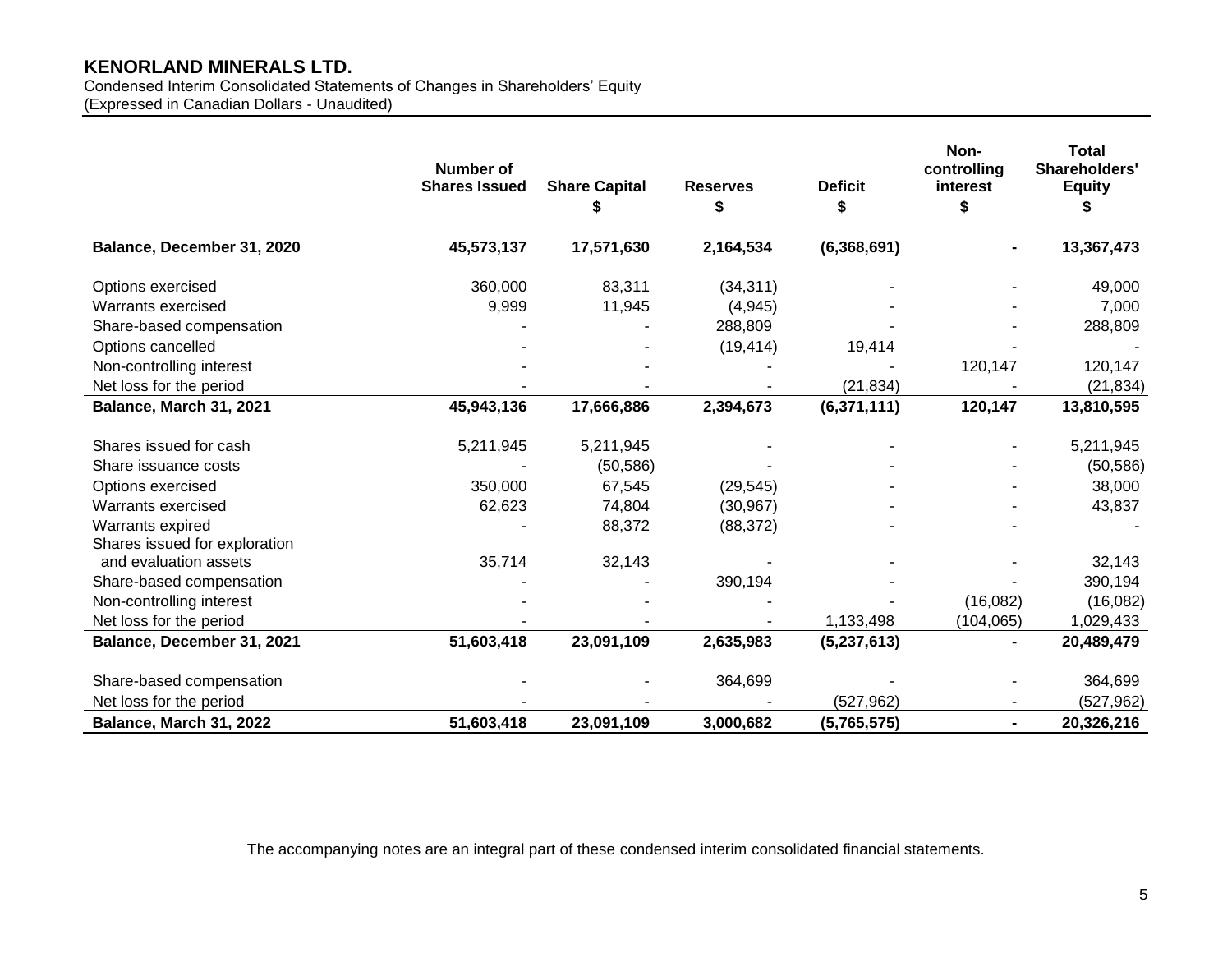# KENORLAND MINERALS LTD.

Condensed Interim Consolidated Statements of Changes in Shareholders' Equity
(Expressed in Canadian Dollars - Unaudited)

| | Number of Shares Issued | Share Capital | Reserves | Deficit | Non-controlling interest | Total Shareholders' Equity |
|---|---|---|---|---|---|---|
| | | $ | $ | $ | $ | $ |
| **Balance, December 31, 2020** | **45,573,137** | **17,571,630** | **2,164,534** | **(6,368,691)** | **-** | **13,367,473** |
| Options exercised | 360,000 | 83,311 | (34,311) | - | - | 49,000 |
| Warrants exercised | 9,999 | 11,945 | (4,945) | - | - | 7,000 |
| Share-based compensation | - | - | 288,809 | - | - | 288,809 |
| Options cancelled | - | - | (19,414) | 19,414 | - | - |
| Non-controlling interest | - | - | - | - | 120,147 | 120,147 |
| Net loss for the period | - | - | - | (21,834) | - | (21,834) |
| **Balance, March 31, 2021** | **45,943,136** | **17,666,886** | **2,394,673** | **(6,371,111)** | **120,147** | **13,810,595** |
| Shares issued for cash | 5,211,945 | 5,211,945 | - | - | - | 5,211,945 |
| Share issuance costs | - | (50,586) | - | - | - | (50,586) |
| Options exercised | 350,000 | 67,545 | (29,545) | - | - | 38,000 |
| Warrants exercised | 62,623 | 74,804 | (30,967) | - | - | 43,837 |
| Warrants expired | - | 88,372 | (88,372) | - | - | - |
| Shares issued for exploration and evaluation assets | 35,714 | 32,143 | - | - | - | 32,143 |
| Share-based compensation | - | - | 390,194 | - | - | 390,194 |
| Non-controlling interest | - | - | - | - | (16,082) | (16,082) |
| Net loss for the period | - | - | - | 1,133,498 | (104,065) | 1,029,433 |
| **Balance, December 31, 2021** | **51,603,418** | **23,091,109** | **2,635,983** | **(5,237,613)** | **-** | **20,489,479** |
| Share-based compensation | - | - | 364,699 | - | - | 364,699 |
| Net loss for the period | - | - | - | (527,962) | - | (527,962) |
| **Balance, March 31, 2022** | **51,603,418** | **23,091,109** | **3,000,682** | **(5,765,575)** | **-** | **20,326,216** |

The accompanying notes are an integral part of these condensed interim consolidated financial statements.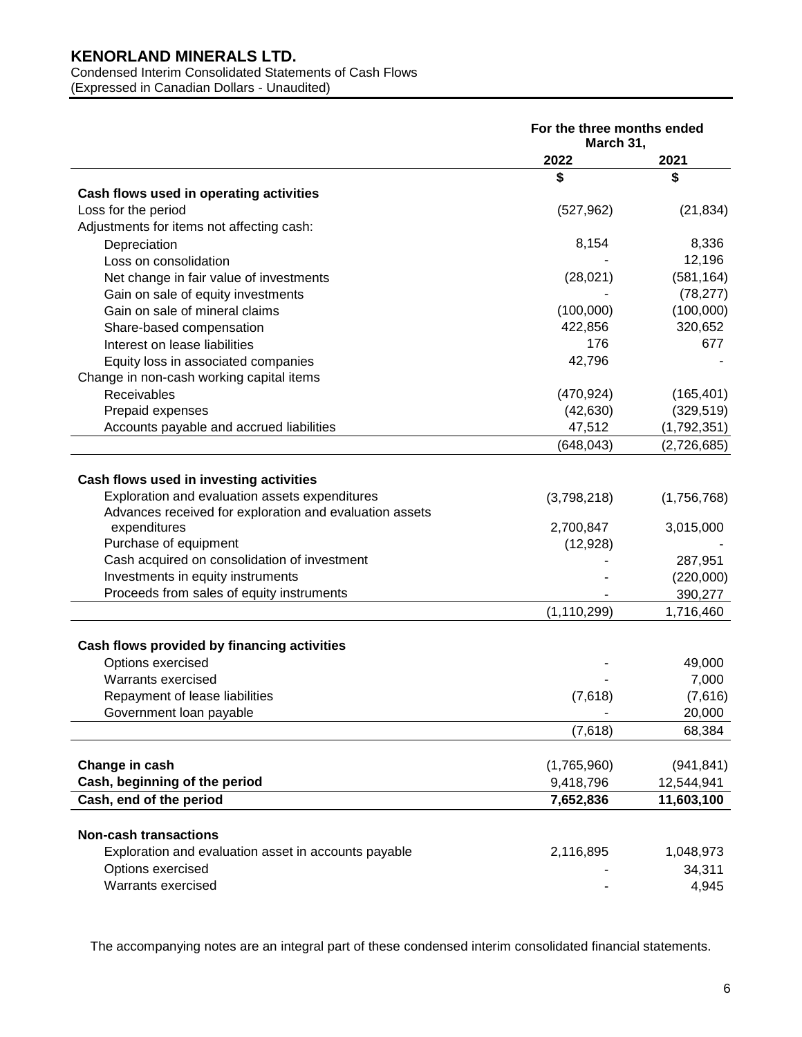# KENORLAND MINERALS LTD.

Condensed Interim Consolidated Statements of Cash Flows
(Expressed in Canadian Dollars - Unaudited)

| | For the three months ended March 31, | |
|---|---|---|
| | 2022 | 2021 |
| | $ | $ |
| **Cash flows used in operating activities** | | |
| Loss for the period | (527,962) | (21,834) |
| Adjustments for items not affecting cash: | | |
| Depreciation | 8,154 | 8,336 |
| Loss on consolidation | - | 12,196 |
| Net change in fair value of investments | (28,021) | (581,164) |
| Gain on sale of equity investments | - | (78,277) |
| Gain on sale of mineral claims | (100,000) | (100,000) |
| Share-based compensation | 422,856 | 320,652 |
| Interest on lease liabilities | 176 | 677 |
| Equity loss in associated companies | 42,796 | - |
| Change in non-cash working capital items | | |
| Receivables | (470,924) | (165,401) |
| Prepaid expenses | (42,630) | (329,519) |
| Accounts payable and accrued liabilities | 47,512 | (1,792,351) |
| | (648,043) | (2,726,685) |
| **Cash flows used in investing activities** | | |
| Exploration and evaluation assets expenditures | (3,798,218) | (1,756,768) |
| Advances received for exploration and evaluation assets expenditures | 2,700,847 | 3,015,000 |
| Purchase of equipment | (12,928) | - |
| Cash acquired on consolidation of investment | - | 287,951 |
| Investments in equity instruments | - | (220,000) |
| Proceeds from sales of equity instruments | - | 390,277 |
| | (1,110,299) | 1,716,460 |
| **Cash flows provided by financing activities** | | |
| Options exercised | - | 49,000 |
| Warrants exercised | - | 7,000 |
| Repayment of lease liabilities | (7,618) | (7,616) |
| Government loan payable | - | 20,000 |
| | (7,618) | 68,384 |
| **Change in cash** | (1,765,960) | (941,841) |
| **Cash, beginning of the period** | 9,418,796 | 12,544,941 |
| **Cash, end of the period** | **7,652,836** | **11,603,100** |
| **Non-cash transactions** | | |
| Exploration and evaluation asset in accounts payable | 2,116,895 | 1,048,973 |
| Options exercised | - | 34,311 |
| Warrants exercised | - | 4,945 |

The accompanying notes are an integral part of these condensed interim consolidated financial statements.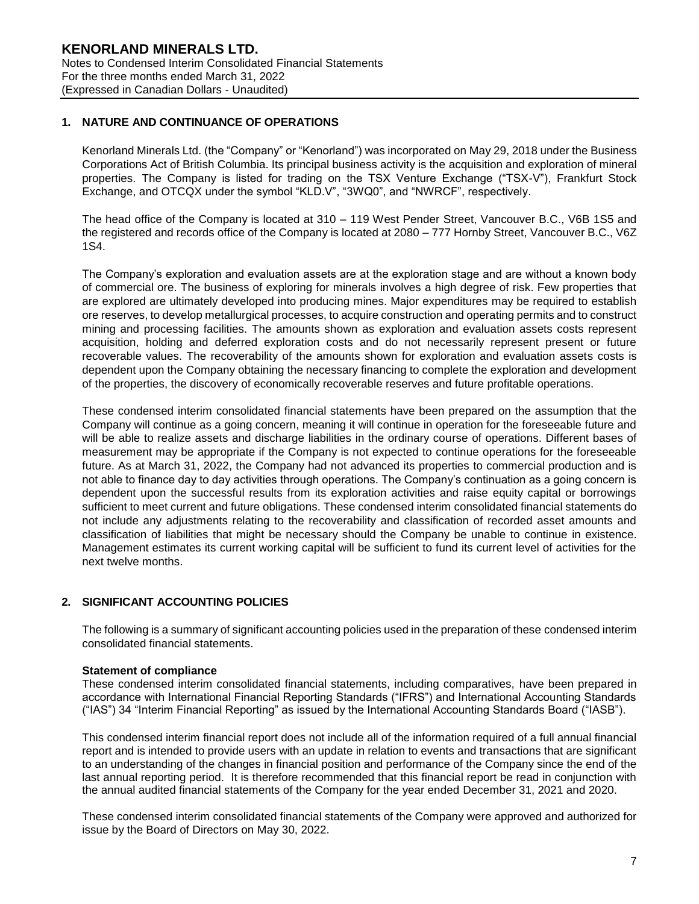## 1. NATURE AND CONTINUANCE OF OPERATIONS

Kenorland Minerals Ltd. (the "Company" or "Kenorland") was incorporated on May 29, 2018 under the Business Corporations Act of British Columbia. Its principal business activity is the acquisition and exploration of mineral properties. The Company is listed for trading on the TSX Venture Exchange ("TSX-V"), Frankfurt Stock Exchange, and OTCQX under the symbol "KLD.V", "3WQ0", and "NWRCF", respectively.

The head office of the Company is located at 310 – 119 West Pender Street, Vancouver B.C., V6B 1S5 and the registered and records office of the Company is located at 2080 – 777 Hornby Street, Vancouver B.C., V6Z 1S4.

The Company's exploration and evaluation assets are at the exploration stage and are without a known body of commercial ore. The business of exploring for minerals involves a high degree of risk. Few properties that are explored are ultimately developed into producing mines. Major expenditures may be required to establish ore reserves, to develop metallurgical processes, to acquire construction and operating permits and to construct mining and processing facilities. The amounts shown as exploration and evaluation assets costs represent acquisition, holding and deferred exploration costs and do not necessarily represent present or future recoverable values. The recoverability of the amounts shown for exploration and evaluation assets costs is dependent upon the Company obtaining the necessary financing to complete the exploration and development of the properties, the discovery of economically recoverable reserves and future profitable operations.

These condensed interim consolidated financial statements have been prepared on the assumption that the Company will continue as a going concern, meaning it will continue in operation for the foreseeable future and will be able to realize assets and discharge liabilities in the ordinary course of operations. Different bases of measurement may be appropriate if the Company is not expected to continue operations for the foreseeable future. As at March 31, 2022, the Company had not advanced its properties to commercial production and is not able to finance day to day activities through operations. The Company's continuation as a going concern is dependent upon the successful results from its exploration activities and raise equity capital or borrowings sufficient to meet current and future obligations. These condensed interim consolidated financial statements do not include any adjustments relating to the recoverability and classification of recorded asset amounts and classification of liabilities that might be necessary should the Company be unable to continue in existence. Management estimates its current working capital will be sufficient to fund its current level of activities for the next twelve months.

## 2. SIGNIFICANT ACCOUNTING POLICIES

The following is a summary of significant accounting policies used in the preparation of these condensed interim consolidated financial statements.

**Statement of compliance**

These condensed interim consolidated financial statements, including comparatives, have been prepared in accordance with International Financial Reporting Standards ("IFRS") and International Accounting Standards ("IAS") 34 "Interim Financial Reporting" as issued by the International Accounting Standards Board ("IASB").

This condensed interim financial report does not include all of the information required of a full annual financial report and is intended to provide users with an update in relation to events and transactions that are significant to an understanding of the changes in financial position and performance of the Company since the end of the last annual reporting period. It is therefore recommended that this financial report be read in conjunction with the annual audited financial statements of the Company for the year ended December 31, 2021 and 2020.

These condensed interim consolidated financial statements of the Company were approved and authorized for issue by the Board of Directors on May 30, 2022.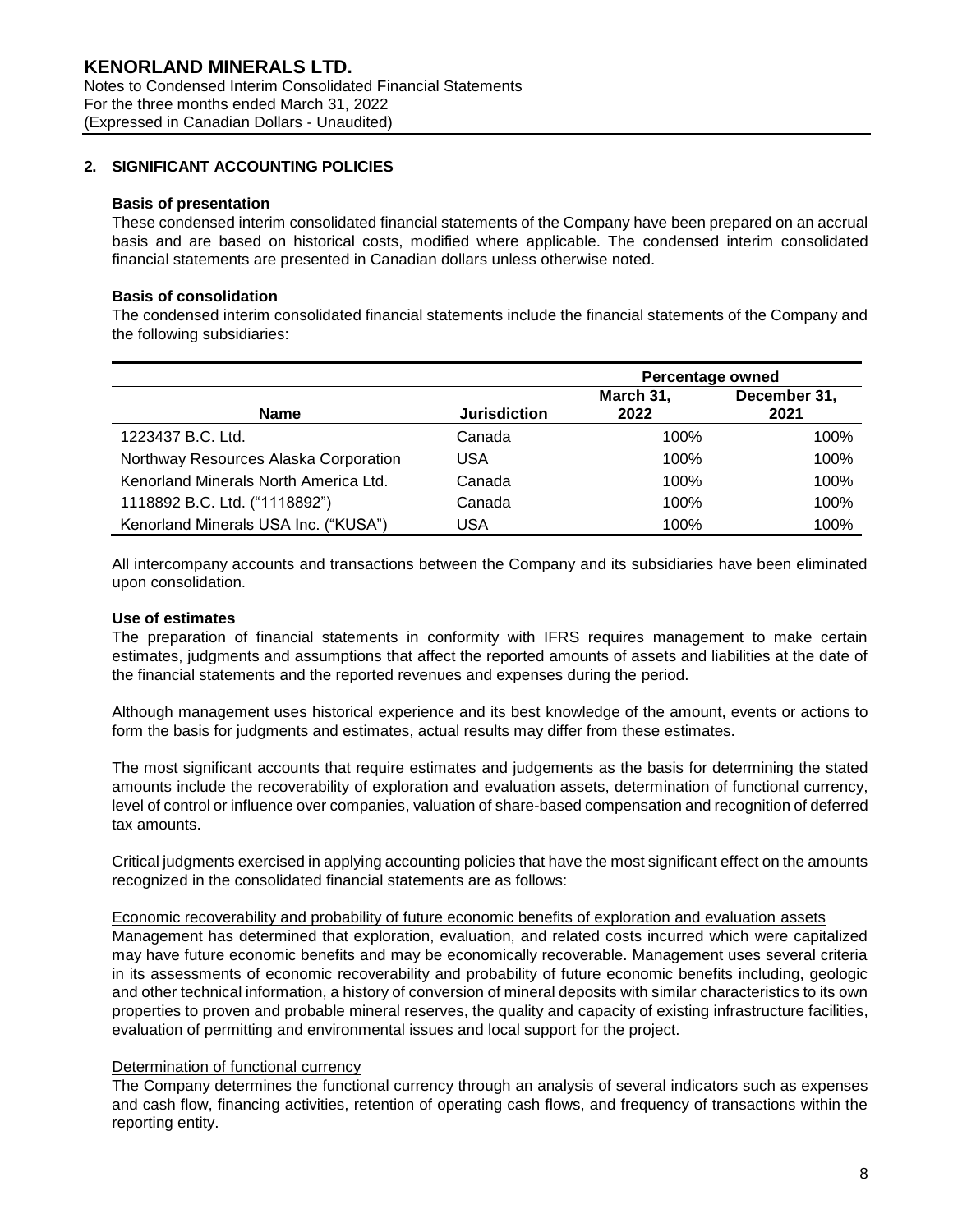## 2. SIGNIFICANT ACCOUNTING POLICIES

### Basis of presentation

These condensed interim consolidated financial statements of the Company have been prepared on an accrual basis and are based on historical costs, modified where applicable. The condensed interim consolidated financial statements are presented in Canadian dollars unless otherwise noted.

### Basis of consolidation

The condensed interim consolidated financial statements include the financial statements of the Company and the following subsidiaries:

| | | Percentage owned | |
|---|---|---|---|
| **Name** | **Jurisdiction** | **March 31, 2022** | **December 31, 2021** |
| 1223437 B.C. Ltd. | Canada | 100% | 100% |
| Northway Resources Alaska Corporation | USA | 100% | 100% |
| Kenorland Minerals North America Ltd. | Canada | 100% | 100% |
| 1118892 B.C. Ltd. ("1118892") | Canada | 100% | 100% |
| Kenorland Minerals USA Inc. ("KUSA") | USA | 100% | 100% |

All intercompany accounts and transactions between the Company and its subsidiaries have been eliminated upon consolidation.

### Use of estimates

The preparation of financial statements in conformity with IFRS requires management to make certain estimates, judgments and assumptions that affect the reported amounts of assets and liabilities at the date of the financial statements and the reported revenues and expenses during the period.

Although management uses historical experience and its best knowledge of the amount, events or actions to form the basis for judgments and estimates, actual results may differ from these estimates.

The most significant accounts that require estimates and judgements as the basis for determining the stated amounts include the recoverability of exploration and evaluation assets, determination of functional currency, level of control or influence over companies, valuation of share-based compensation and recognition of deferred tax amounts.

Critical judgments exercised in applying accounting policies that have the most significant effect on the amounts recognized in the consolidated financial statements are as follows:

Economic recoverability and probability of future economic benefits of exploration and evaluation assets

Management has determined that exploration, evaluation, and related costs incurred which were capitalized may have future economic benefits and may be economically recoverable. Management uses several criteria in its assessments of economic recoverability and probability of future economic benefits including, geologic and other technical information, a history of conversion of mineral deposits with similar characteristics to its own properties to proven and probable mineral reserves, the quality and capacity of existing infrastructure facilities, evaluation of permitting and environmental issues and local support for the project.

Determination of functional currency

The Company determines the functional currency through an analysis of several indicators such as expenses and cash flow, financing activities, retention of operating cash flows, and frequency of transactions within the reporting entity.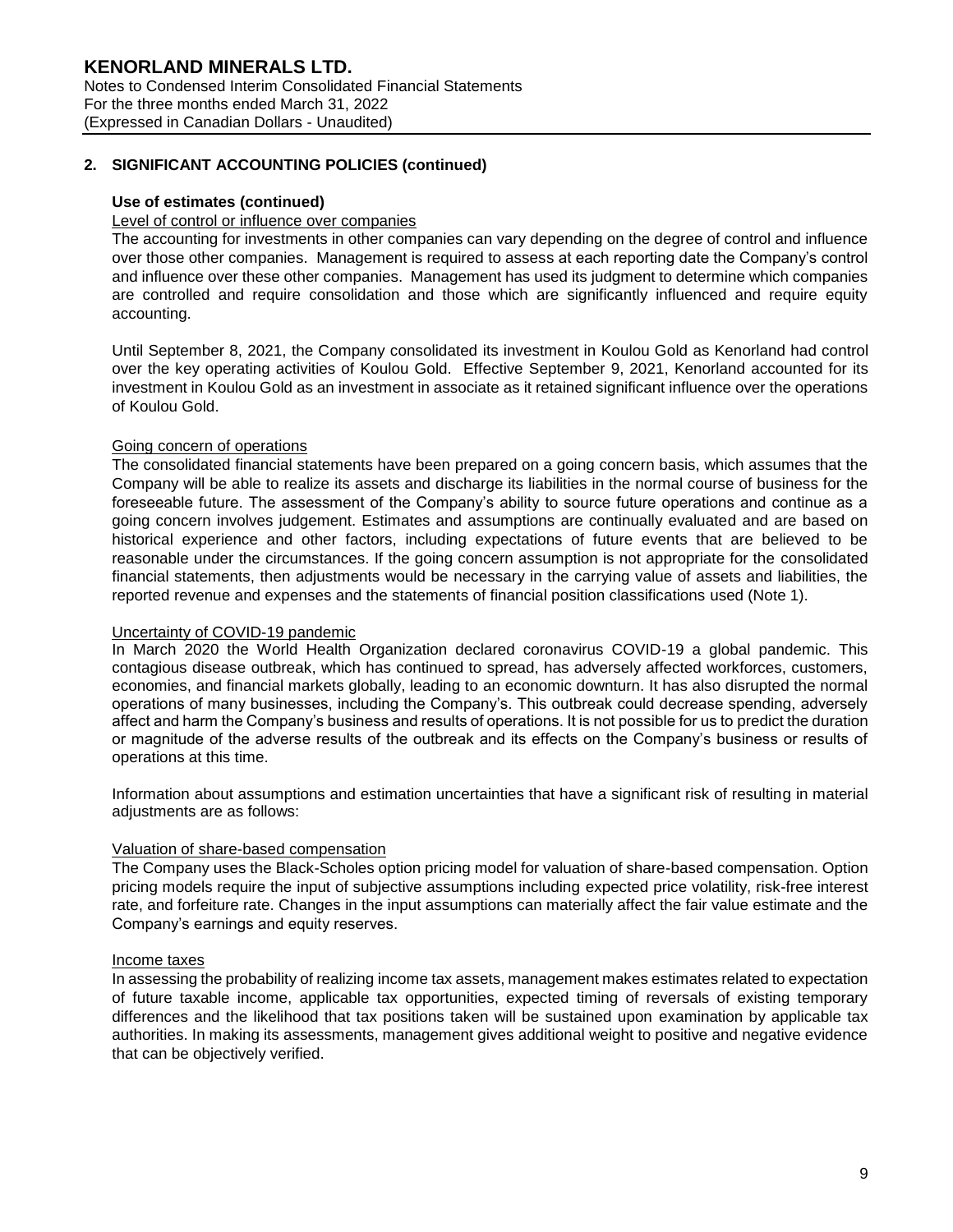## 2. SIGNIFICANT ACCOUNTING POLICIES (continued)

### Use of estimates (continued)

Level of control or influence over companies

The accounting for investments in other companies can vary depending on the degree of control and influence over those other companies. Management is required to assess at each reporting date the Company's control and influence over these other companies. Management has used its judgment to determine which companies are controlled and require consolidation and those which are significantly influenced and require equity accounting.

Until September 8, 2021, the Company consolidated its investment in Koulou Gold as Kenorland had control over the key operating activities of Koulou Gold. Effective September 9, 2021, Kenorland accounted for its investment in Koulou Gold as an investment in associate as it retained significant influence over the operations of Koulou Gold.

Going concern of operations

The consolidated financial statements have been prepared on a going concern basis, which assumes that the Company will be able to realize its assets and discharge its liabilities in the normal course of business for the foreseeable future. The assessment of the Company's ability to source future operations and continue as a going concern involves judgement. Estimates and assumptions are continually evaluated and are based on historical experience and other factors, including expectations of future events that are believed to be reasonable under the circumstances. If the going concern assumption is not appropriate for the consolidated financial statements, then adjustments would be necessary in the carrying value of assets and liabilities, the reported revenue and expenses and the statements of financial position classifications used (Note 1).

Uncertainty of COVID-19 pandemic

In March 2020 the World Health Organization declared coronavirus COVID-19 a global pandemic. This contagious disease outbreak, which has continued to spread, has adversely affected workforces, customers, economies, and financial markets globally, leading to an economic downturn. It has also disrupted the normal operations of many businesses, including the Company's. This outbreak could decrease spending, adversely affect and harm the Company's business and results of operations. It is not possible for us to predict the duration or magnitude of the adverse results of the outbreak and its effects on the Company's business or results of operations at this time.

Information about assumptions and estimation uncertainties that have a significant risk of resulting in material adjustments are as follows:

Valuation of share-based compensation

The Company uses the Black-Scholes option pricing model for valuation of share-based compensation. Option pricing models require the input of subjective assumptions including expected price volatility, risk-free interest rate, and forfeiture rate. Changes in the input assumptions can materially affect the fair value estimate and the Company's earnings and equity reserves.

Income taxes

In assessing the probability of realizing income tax assets, management makes estimates related to expectation of future taxable income, applicable tax opportunities, expected timing of reversals of existing temporary differences and the likelihood that tax positions taken will be sustained upon examination by applicable tax authorities. In making its assessments, management gives additional weight to positive and negative evidence that can be objectively verified.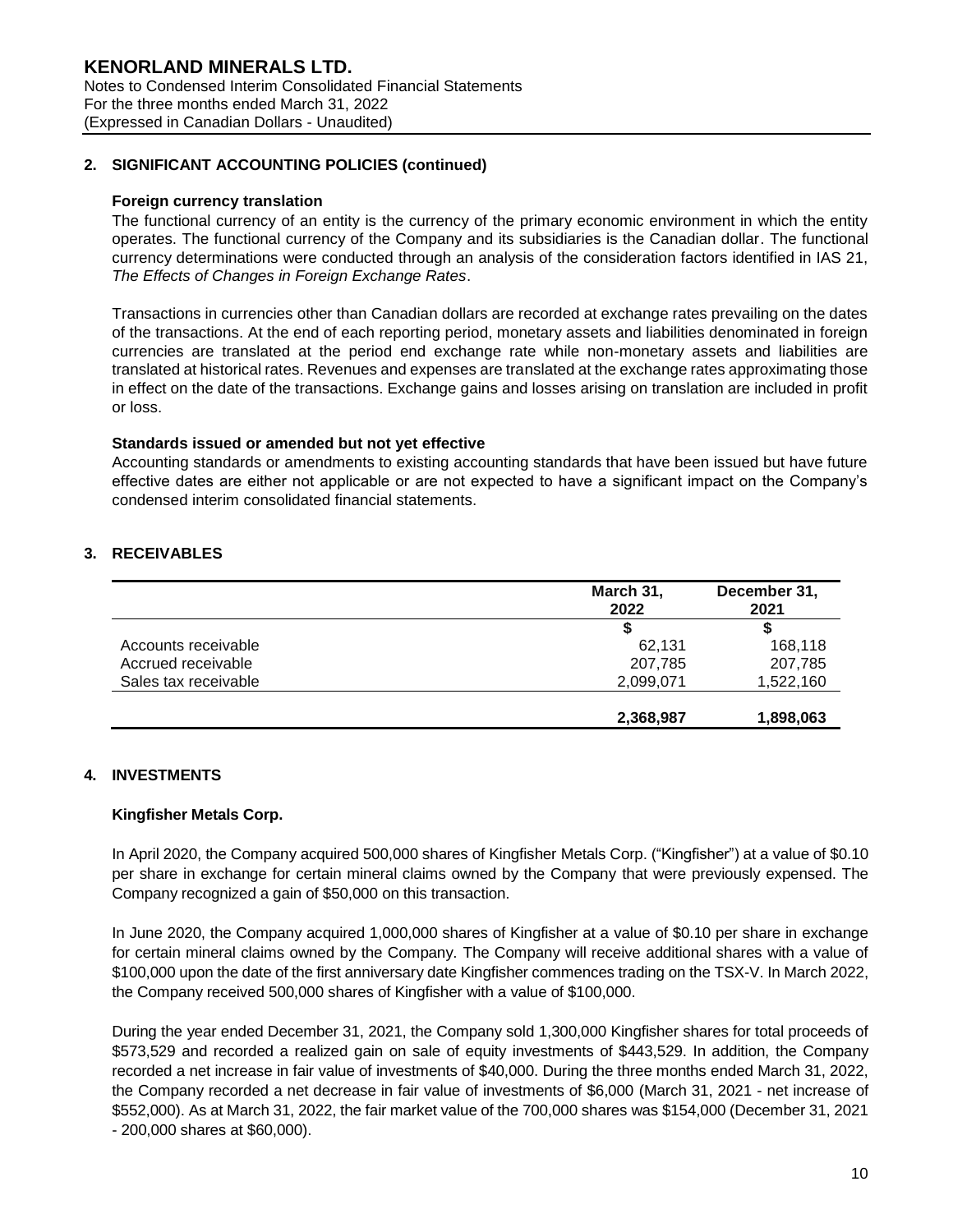## 2. SIGNIFICANT ACCOUNTING POLICIES (continued)

### Foreign currency translation

The functional currency of an entity is the currency of the primary economic environment in which the entity operates. The functional currency of the Company and its subsidiaries is the Canadian dollar. The functional currency determinations were conducted through an analysis of the consideration factors identified in IAS 21, *The Effects of Changes in Foreign Exchange Rates*.

Transactions in currencies other than Canadian dollars are recorded at exchange rates prevailing on the dates of the transactions. At the end of each reporting period, monetary assets and liabilities denominated in foreign currencies are translated at the period end exchange rate while non-monetary assets and liabilities are translated at historical rates. Revenues and expenses are translated at the exchange rates approximating those in effect on the date of the transactions. Exchange gains and losses arising on translation are included in profit or loss.

### Standards issued or amended but not yet effective

Accounting standards or amendments to existing accounting standards that have been issued but have future effective dates are either not applicable or are not expected to have a significant impact on the Company's condensed interim consolidated financial statements.

## 3. RECEIVABLES

| | March 31, 2022 | December 31, 2021 |
|---|---|---|
| | $ | $ |
| Accounts receivable | 62,131 | 168,118 |
| Accrued receivable | 207,785 | 207,785 |
| Sales tax receivable | 2,099,071 | 1,522,160 |
| | **2,368,987** | **1,898,063** |

## 4. INVESTMENTS

### Kingfisher Metals Corp.

In April 2020, the Company acquired 500,000 shares of Kingfisher Metals Corp. ("Kingfisher") at a value of $0.10 per share in exchange for certain mineral claims owned by the Company that were previously expensed. The Company recognized a gain of $50,000 on this transaction.

In June 2020, the Company acquired 1,000,000 shares of Kingfisher at a value of $0.10 per share in exchange for certain mineral claims owned by the Company. The Company will receive additional shares with a value of $100,000 upon the date of the first anniversary date Kingfisher commences trading on the TSX-V. In March 2022, the Company received 500,000 shares of Kingfisher with a value of $100,000.

During the year ended December 31, 2021, the Company sold 1,300,000 Kingfisher shares for total proceeds of $573,529 and recorded a realized gain on sale of equity investments of $443,529. In addition, the Company recorded a net increase in fair value of investments of $40,000. During the three months ended March 31, 2022, the Company recorded a net decrease in fair value of investments of $6,000 (March 31, 2021 - net increase of $552,000). As at March 31, 2022, the fair market value of the 700,000 shares was $154,000 (December 31, 2021 - 200,000 shares at $60,000).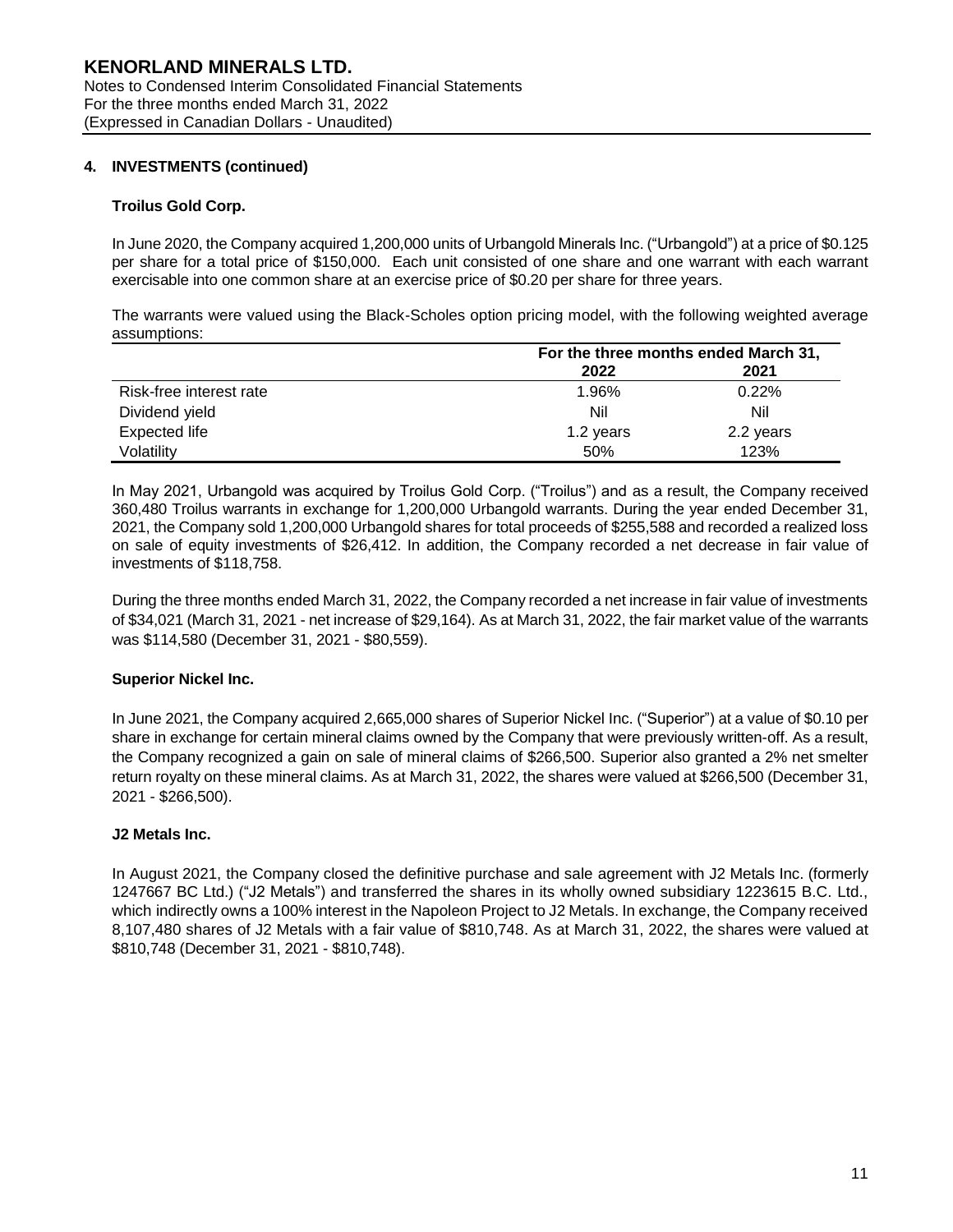## 4. INVESTMENTS (continued)

### Troilus Gold Corp.

In June 2020, the Company acquired 1,200,000 units of Urbangold Minerals Inc. ("Urbangold") at a price of $0.125 per share for a total price of $150,000. Each unit consisted of one share and one warrant with each warrant exercisable into one common share at an exercise price of $0.20 per share for three years.

The warrants were valued using the Black-Scholes option pricing model, with the following weighted average assumptions:

| | For the three months ended March 31, | |
|---|---|---|
| | 2022 | 2021 |
| Risk-free interest rate | 1.96% | 0.22% |
| Dividend yield | Nil | Nil |
| Expected life | 1.2 years | 2.2 years |
| Volatility | 50% | 123% |

In May 2021, Urbangold was acquired by Troilus Gold Corp. ("Troilus") and as a result, the Company received 360,480 Troilus warrants in exchange for 1,200,000 Urbangold warrants. During the year ended December 31, 2021, the Company sold 1,200,000 Urbangold shares for total proceeds of $255,588 and recorded a realized loss on sale of equity investments of $26,412. In addition, the Company recorded a net decrease in fair value of investments of $118,758.

During the three months ended March 31, 2022, the Company recorded a net increase in fair value of investments of $34,021 (March 31, 2021 - net increase of $29,164). As at March 31, 2022, the fair market value of the warrants was $114,580 (December 31, 2021 - $80,559).

### Superior Nickel Inc.

In June 2021, the Company acquired 2,665,000 shares of Superior Nickel Inc. ("Superior") at a value of $0.10 per share in exchange for certain mineral claims owned by the Company that were previously written-off. As a result, the Company recognized a gain on sale of mineral claims of $266,500. Superior also granted a 2% net smelter return royalty on these mineral claims. As at March 31, 2022, the shares were valued at $266,500 (December 31, 2021 - $266,500).

### J2 Metals Inc.

In August 2021, the Company closed the definitive purchase and sale agreement with J2 Metals Inc. (formerly 1247667 BC Ltd.) ("J2 Metals") and transferred the shares in its wholly owned subsidiary 1223615 B.C. Ltd., which indirectly owns a 100% interest in the Napoleon Project to J2 Metals. In exchange, the Company received 8,107,480 shares of J2 Metals with a fair value of $810,748. As at March 31, 2022, the shares were valued at $810,748 (December 31, 2021 - $810,748).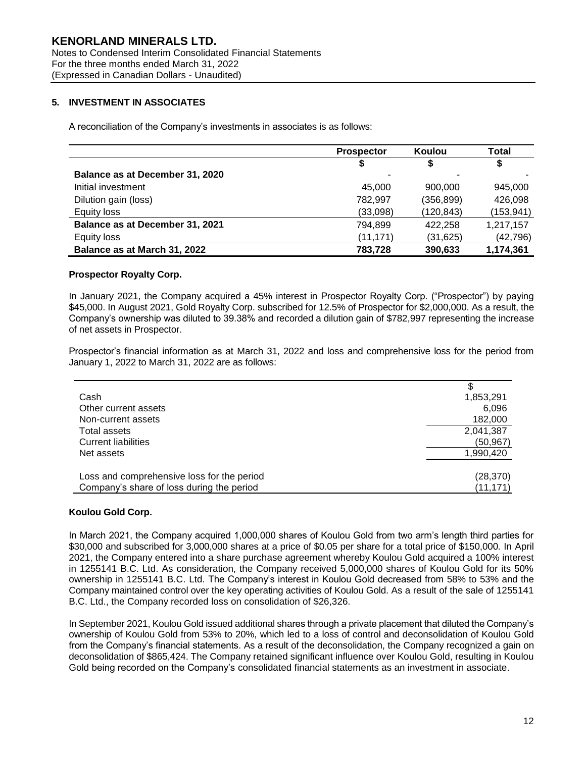## 5. INVESTMENT IN ASSOCIATES

A reconciliation of the Company's investments in associates is as follows:

| | Prospector | Koulou | Total |
|---|---|---|---|
| | $ | $ | $ |
| **Balance as at December 31, 2020** | - | - | - |
| Initial investment | 45,000 | 900,000 | 945,000 |
| Dilution gain (loss) | 782,997 | (356,899) | 426,098 |
| Equity loss | (33,098) | (120,843) | (153,941) |
| **Balance as at December 31, 2021** | 794,899 | 422,258 | 1,217,157 |
| Equity loss | (11,171) | (31,625) | (42,796) |
| **Balance as at March 31, 2022** | **783,728** | **390,633** | **1,174,361** |

### Prospector Royalty Corp.

In January 2021, the Company acquired a 45% interest in Prospector Royalty Corp. ("Prospector") by paying $45,000. In August 2021, Gold Royalty Corp. subscribed for 12.5% of Prospector for $2,000,000. As a result, the Company's ownership was diluted to 39.38% and recorded a dilution gain of $782,997 representing the increase of net assets in Prospector.

Prospector's financial information as at March 31, 2022 and loss and comprehensive loss for the period from January 1, 2022 to March 31, 2022 are as follows:

| | $ |
|---|---|
| Cash | 1,853,291 |
| Other current assets | 6,096 |
| Non-current assets | 182,000 |
| Total assets | 2,041,387 |
| Current liabilities | (50,967) |
| Net assets | 1,990,420 |
| | |
| Loss and comprehensive loss for the period | (28,370) |
| Company's share of loss during the period | (11,171) |

### Koulou Gold Corp.

In March 2021, the Company acquired 1,000,000 shares of Koulou Gold from two arm's length third parties for $30,000 and subscribed for 3,000,000 shares at a price of $0.05 per share for a total price of $150,000. In April 2021, the Company entered into a share purchase agreement whereby Koulou Gold acquired a 100% interest in 1255141 B.C. Ltd. As consideration, the Company received 5,000,000 shares of Koulou Gold for its 50% ownership in 1255141 B.C. Ltd. The Company's interest in Koulou Gold decreased from 58% to 53% and the Company maintained control over the key operating activities of Koulou Gold. As a result of the sale of 1255141 B.C. Ltd., the Company recorded loss on consolidation of $26,326.

In September 2021, Koulou Gold issued additional shares through a private placement that diluted the Company's ownership of Koulou Gold from 53% to 20%, which led to a loss of control and deconsolidation of Koulou Gold from the Company's financial statements. As a result of the deconsolidation, the Company recognized a gain on deconsolidation of $865,424. The Company retained significant influence over Koulou Gold, resulting in Koulou Gold being recorded on the Company's consolidated financial statements as an investment in associate.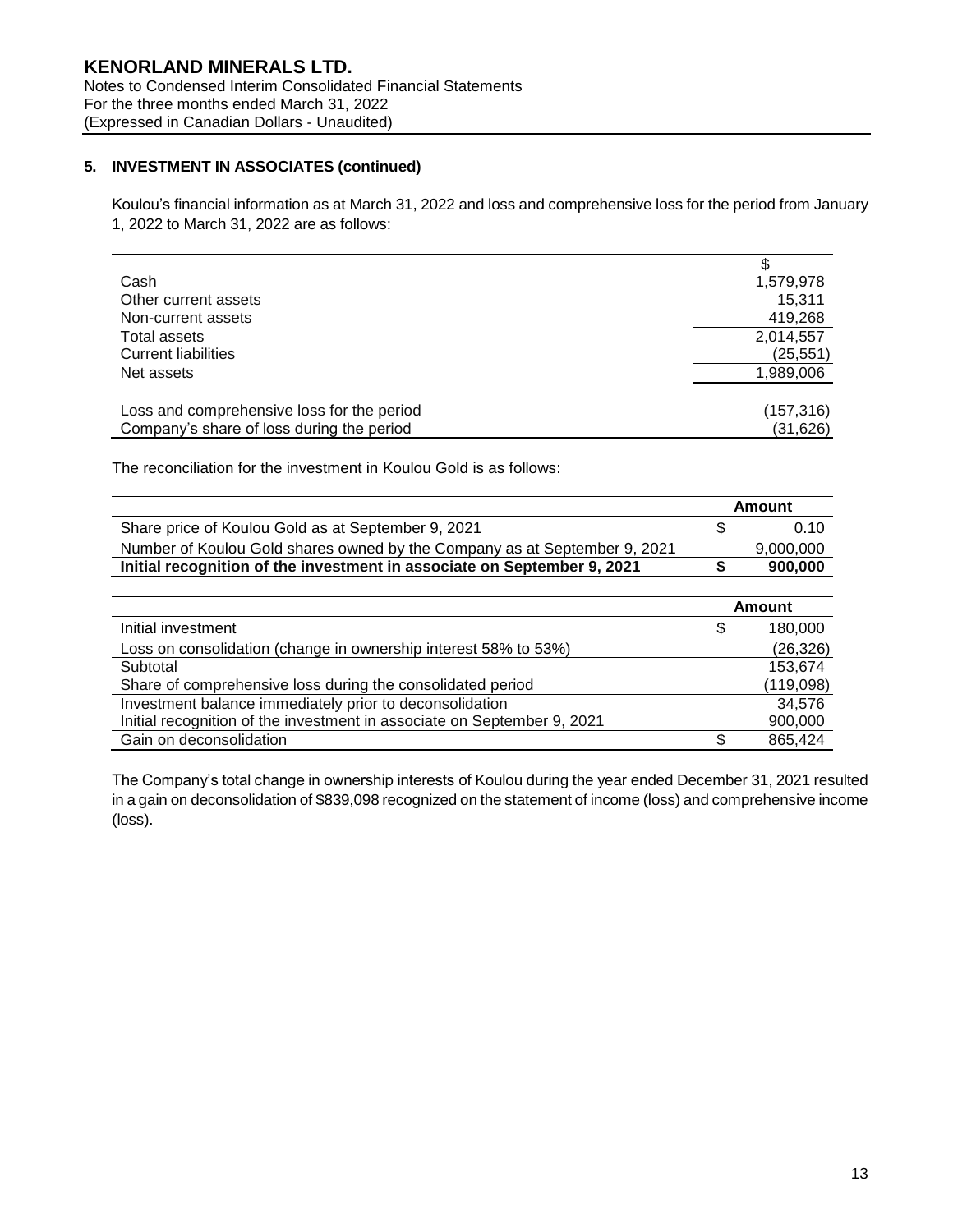## 5. INVESTMENT IN ASSOCIATES (continued)

Koulou's financial information as at March 31, 2022 and loss and comprehensive loss for the period from January 1, 2022 to March 31, 2022 are as follows:

| | $ |
|---|---|
| Cash | 1,579,978 |
| Other current assets | 15,311 |
| Non-current assets | 419,268 |
| Total assets | 2,014,557 |
| Current liabilities | (25,551) |
| Net assets | 1,989,006 |
| | |
| Loss and comprehensive loss for the period | (157,316) |
| Company's share of loss during the period | (31,626) |

The reconciliation for the investment in Koulou Gold is as follows:

| | | Amount |
|---|---|---|
| Share price of Koulou Gold as at September 9, 2021 | $ | 0.10 |
| Number of Koulou Gold shares owned by the Company as at September 9, 2021 | | 9,000,000 |
| **Initial recognition of the investment in associate on September 9, 2021** | **$** | **900,000** |

| | | Amount |
|---|---|---|
| Initial investment | $ | 180,000 |
| Loss on consolidation (change in ownership interest 58% to 53%) | | (26,326) |
| Subtotal | | 153,674 |
| Share of comprehensive loss during the consolidated period | | (119,098) |
| Investment balance immediately prior to deconsolidation | | 34,576 |
| Initial recognition of the investment in associate on September 9, 2021 | | 900,000 |
| Gain on deconsolidation | $ | 865,424 |

The Company's total change in ownership interests of Koulou during the year ended December 31, 2021 resulted in a gain on deconsolidation of $839,098 recognized on the statement of income (loss) and comprehensive income (loss).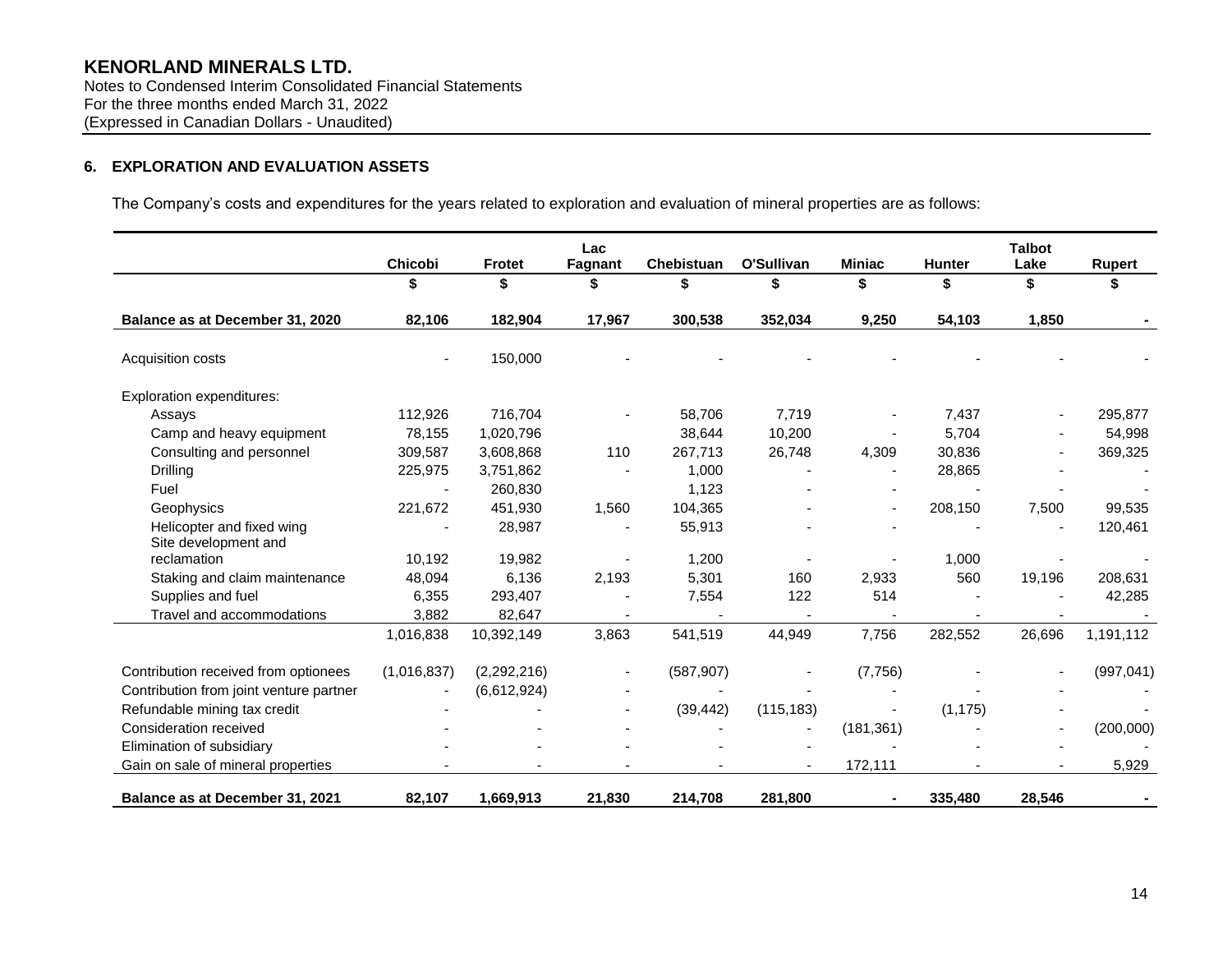## KENORLAND MINERALS LTD.

Notes to Condensed Interim Consolidated Financial Statements
For the three months ended March 31, 2022
(Expressed in Canadian Dollars - Unaudited)

### 6. EXPLORATION AND EVALUATION ASSETS

The Company's costs and expenditures for the years related to exploration and evaluation of mineral properties are as follows:

| | Chicobi | Frotet | Lac Fagnant | Chebistuan | O'Sullivan | Miniac | Hunter | Talbot Lake | Rupert |
|---|---|---|---|---|---|---|---|---|---|
| | $ | $ | $ | $ | $ | $ | $ | $ | $ |
| **Balance as at December 31, 2020** | **82,106** | **182,904** | **17,967** | **300,538** | **352,034** | **9,250** | **54,103** | **1,850** | **-** |
| Acquisition costs | - | 150,000 | - | - | - | - | - | - | - |
| Exploration expenditures: | | | | | | | | | |
| Assays | 112,926 | 716,704 | - | 58,706 | 7,719 | - | 7,437 | - | 295,877 |
| Camp and heavy equipment | 78,155 | 1,020,796 | | 38,644 | 10,200 | - | 5,704 | - | 54,998 |
| Consulting and personnel | 309,587 | 3,608,868 | 110 | 267,713 | 26,748 | 4,309 | 30,836 | - | 369,325 |
| Drilling | 225,975 | 3,751,862 | - | 1,000 | - | - | 28,865 | - | - |
| Fuel | - | 260,830 | | 1,123 | - | - | - | - | - |
| Geophysics | 221,672 | 451,930 | 1,560 | 104,365 | - | - | 208,150 | 7,500 | 99,535 |
| Helicopter and fixed wing | - | 28,987 | - | 55,913 | - | - | - | - | 120,461 |
| Site development and reclamation | 10,192 | 19,982 | - | 1,200 | - | - | 1,000 | - | - |
| Staking and claim maintenance | 48,094 | 6,136 | 2,193 | 5,301 | 160 | 2,933 | 560 | 19,196 | 208,631 |
| Supplies and fuel | 6,355 | 293,407 | - | 7,554 | 122 | 514 | - | - | 42,285 |
| Travel and accommodations | 3,882 | 82,647 | - | - | - | - | - | - | - |
| | 1,016,838 | 10,392,149 | 3,863 | 541,519 | 44,949 | 7,756 | 282,552 | 26,696 | 1,191,112 |
| Contribution received from optionees | (1,016,837) | (2,292,216) | - | (587,907) | - | (7,756) | - | - | (997,041) |
| Contribution from joint venture partner | - | (6,612,924) | - | - | - | - | - | - | - |
| Refundable mining tax credit | - | - | - | (39,442) | (115,183) | - | (1,175) | - | - |
| Consideration received | - | - | - | - | - | (181,361) | - | - | (200,000) |
| Elimination of subsidiary | - | - | - | - | - | - | - | - | - |
| Gain on sale of mineral properties | - | - | - | - | - | 172,111 | - | - | 5,929 |
| **Balance as at December 31, 2021** | **82,107** | **1,669,913** | **21,830** | **214,708** | **281,800** | **-** | **335,480** | **28,546** | **-** |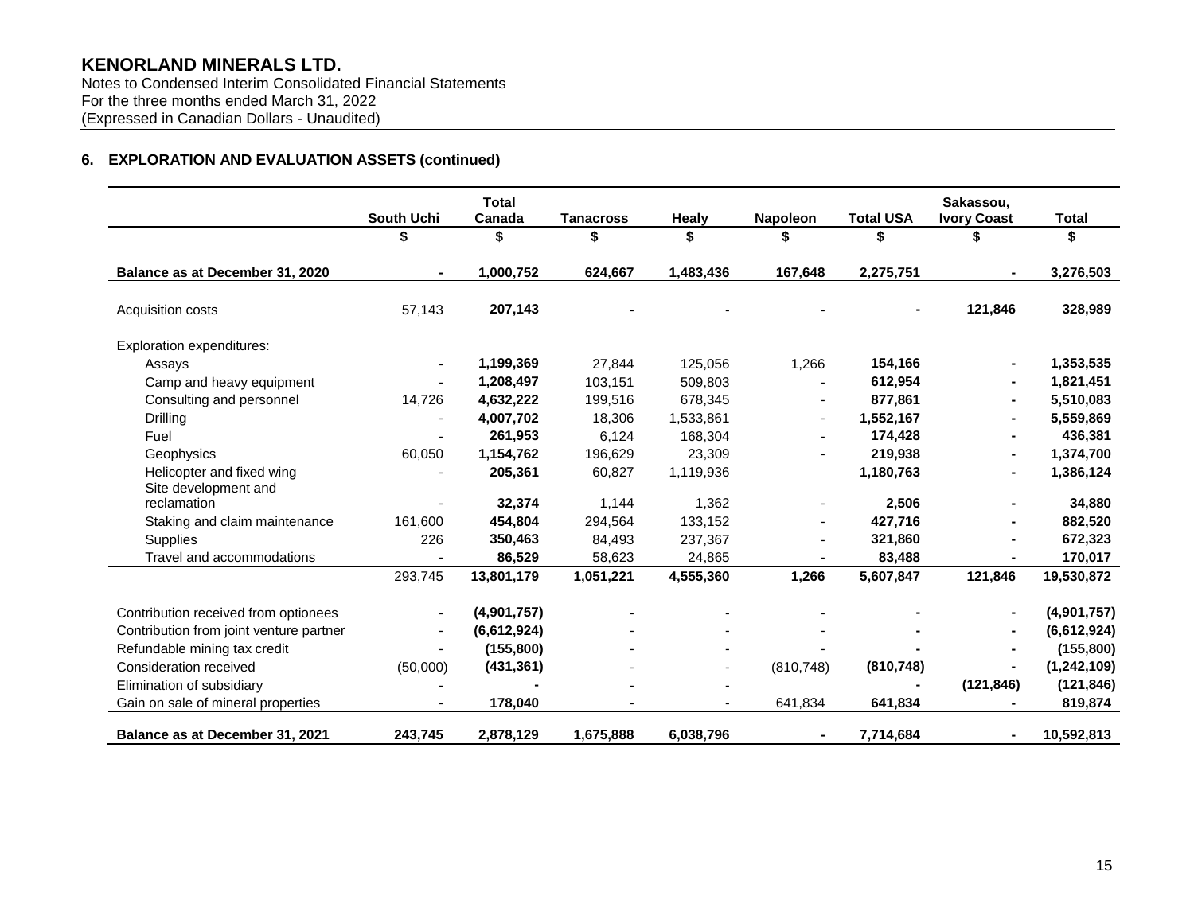**KENORLAND MINERALS LTD.**
Notes to Condensed Interim Consolidated Financial Statements
For the three months ended March 31, 2022
(Expressed in Canadian Dollars - Unaudited)

### 6. EXPLORATION AND EVALUATION ASSETS (continued)

| | South Uchi | Total Canada | Tanacross | Healy | Napoleon | Total USA | Sakassou, Ivory Coast | Total |
|---|---|---|---|---|---|---|---|---|
| | $ | $ | $ | $ | $ | $ | $ | $ |
| **Balance as at December 31, 2020** | - | 1,000,752 | 624,667 | 1,483,436 | 167,648 | 2,275,751 | - | 3,276,503 |
| Acquisition costs | 57,143 | 207,143 | - | - | - | - | 121,846 | 328,989 |
| Exploration expenditures: | | | | | | | | |
| Assays | - | 1,199,369 | 27,844 | 125,056 | 1,266 | 154,166 | - | 1,353,535 |
| Camp and heavy equipment | - | 1,208,497 | 103,151 | 509,803 | - | 612,954 | - | 1,821,451 |
| Consulting and personnel | 14,726 | 4,632,222 | 199,516 | 678,345 | - | 877,861 | - | 5,510,083 |
| Drilling | - | 4,007,702 | 18,306 | 1,533,861 | - | 1,552,167 | - | 5,559,869 |
| Fuel | - | 261,953 | 6,124 | 168,304 | - | 174,428 | - | 436,381 |
| Geophysics | 60,050 | 1,154,762 | 196,629 | 23,309 | - | 219,938 | - | 1,374,700 |
| Helicopter and fixed wing | - | 205,361 | 60,827 | 1,119,936 | | 1,180,763 | - | 1,386,124 |
| Site development and reclamation | - | 32,374 | 1,144 | 1,362 | - | 2,506 | - | 34,880 |
| Staking and claim maintenance | 161,600 | 454,804 | 294,564 | 133,152 | - | 427,716 | - | 882,520 |
| Supplies | 226 | 350,463 | 84,493 | 237,367 | - | 321,860 | - | 672,323 |
| Travel and accommodations | - | 86,529 | 58,623 | 24,865 | - | 83,488 | - | 170,017 |
| | 293,745 | 13,801,179 | 1,051,221 | 4,555,360 | 1,266 | 5,607,847 | 121,846 | 19,530,872 |
| Contribution received from optionees | - | (4,901,757) | - | - | - | - | - | (4,901,757) |
| Contribution from joint venture partner | - | (6,612,924) | - | - | - | - | - | (6,612,924) |
| Refundable mining tax credit | - | (155,800) | - | - | - | - | - | (155,800) |
| Consideration received | (50,000) | (431,361) | - | - | (810,748) | (810,748) | - | (1,242,109) |
| Elimination of subsidiary | - | - | - | - | - | - | (121,846) | (121,846) |
| Gain on sale of mineral properties | - | 178,040 | - | - | 641,834 | 641,834 | - | 819,874 |
| **Balance as at December 31, 2021** | 243,745 | 2,878,129 | 1,675,888 | 6,038,796 | - | 7,714,684 | - | 10,592,813 |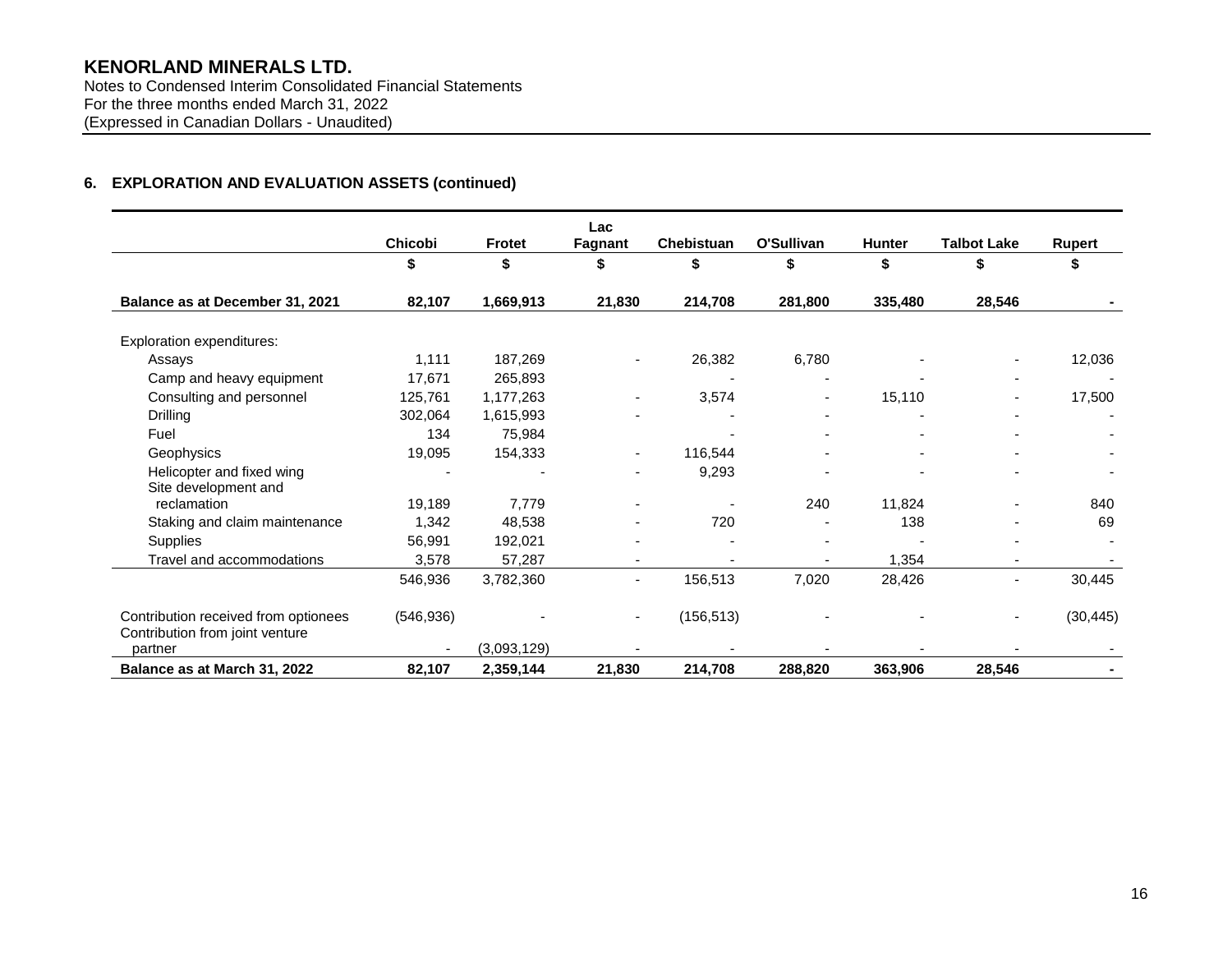**KENORLAND MINERALS LTD.**
Notes to Condensed Interim Consolidated Financial Statements
For the three months ended March 31, 2022
(Expressed in Canadian Dollars - Unaudited)

## 6. EXPLORATION AND EVALUATION ASSETS (continued)

| | Chicobi | Frotet | Lac Fagnant | Chebistuan | O'Sullivan | Hunter | Talbot Lake | Rupert |
|---|---|---|---|---|---|---|---|---|
| | $ | $ | $ | $ | $ | $ | $ | $ |
| **Balance as at December 31, 2021** | **82,107** | **1,669,913** | **21,830** | **214,708** | **281,800** | **335,480** | **28,546** | **-** |
| Exploration expenditures: | | | | | | | | |
| Assays | 1,111 | 187,269 | - | 26,382 | 6,780 | - | - | 12,036 |
| Camp and heavy equipment | 17,671 | 265,893 | | - | - | - | - | - |
| Consulting and personnel | 125,761 | 1,177,263 | - | 3,574 | - | 15,110 | - | 17,500 |
| Drilling | 302,064 | 1,615,993 | - | - | - | - | - | - |
| Fuel | 134 | 75,984 | | - | - | - | - | - |
| Geophysics | 19,095 | 154,333 | - | 116,544 | - | - | - | - |
| Helicopter and fixed wing | - | - | - | 9,293 | - | - | - | - |
| Site development and reclamation | 19,189 | 7,779 | - | - | 240 | 11,824 | - | 840 |
| Staking and claim maintenance | 1,342 | 48,538 | - | 720 | - | 138 | - | 69 |
| Supplies | 56,991 | 192,021 | - | - | - | - | - | - |
| Travel and accommodations | 3,578 | 57,287 | - | - | - | 1,354 | - | - |
| | 546,936 | 3,782,360 | - | 156,513 | 7,020 | 28,426 | - | 30,445 |
| Contribution received from optionees | (546,936) | - | - | (156,513) | - | - | - | (30,445) |
| Contribution from joint venture partner | - | (3,093,129) | - | - | - | - | - | - |
| **Balance as at March 31, 2022** | **82,107** | **2,359,144** | **21,830** | **214,708** | **288,820** | **363,906** | **28,546** | **-** |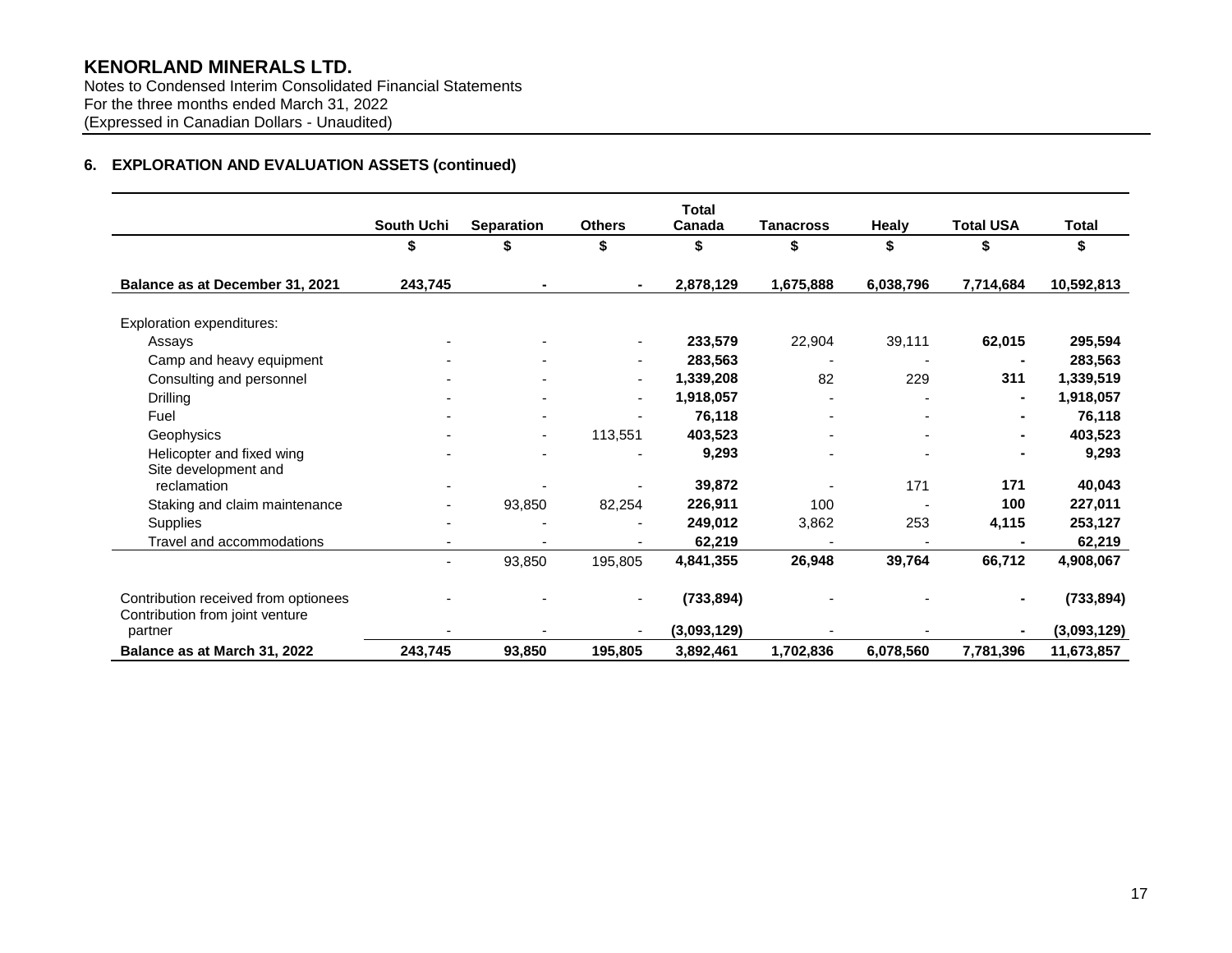## 6. EXPLORATION AND EVALUATION ASSETS (continued)

| | South Uchi | Separation | Others | Total Canada | Tanacross | Healy | Total USA | Total |
|---|---|---|---|---|---|---|---|---|
| | $ | $ | $ | $ | $ | $ | $ | $ |
| **Balance as at December 31, 2021** | **243,745** | **-** | **-** | **2,878,129** | **1,675,888** | **6,038,796** | **7,714,684** | **10,592,813** |
| Exploration expenditures: | | | | | | | | |
| Assays | - | - | - | **233,579** | 22,904 | 39,111 | **62,015** | **295,594** |
| Camp and heavy equipment | - | - | - | **283,563** | - | - | **-** | **283,563** |
| Consulting and personnel | - | - | - | **1,339,208** | 82 | 229 | **311** | **1,339,519** |
| Drilling | - | - | - | **1,918,057** | - | - | **-** | **1,918,057** |
| Fuel | - | - | - | **76,118** | - | - | **-** | **76,118** |
| Geophysics | - | - | 113,551 | **403,523** | - | - | **-** | **403,523** |
| Helicopter and fixed wing | - | - | - | **9,293** | - | - | **-** | **9,293** |
| Site development and reclamation | - | - | - | **39,872** | - | 171 | **171** | **40,043** |
| Staking and claim maintenance | - | 93,850 | 82,254 | **226,911** | 100 | - | **100** | **227,011** |
| Supplies | - | - | - | **249,012** | 3,862 | 253 | **4,115** | **253,127** |
| Travel and accommodations | - | - | - | **62,219** | - | - | **-** | **62,219** |
| | - | 93,850 | 195,805 | **4,841,355** | **26,948** | **39,764** | **66,712** | **4,908,067** |
| Contribution received from optionees | - | - | - | **(733,894)** | - | - | **-** | **(733,894)** |
| Contribution from joint venture partner | - | - | - | **(3,093,129)** | - | - | **-** | **(3,093,129)** |
| **Balance as at March 31, 2022** | **243,745** | **93,850** | **195,805** | **3,892,461** | **1,702,836** | **6,078,560** | **7,781,396** | **11,673,857** |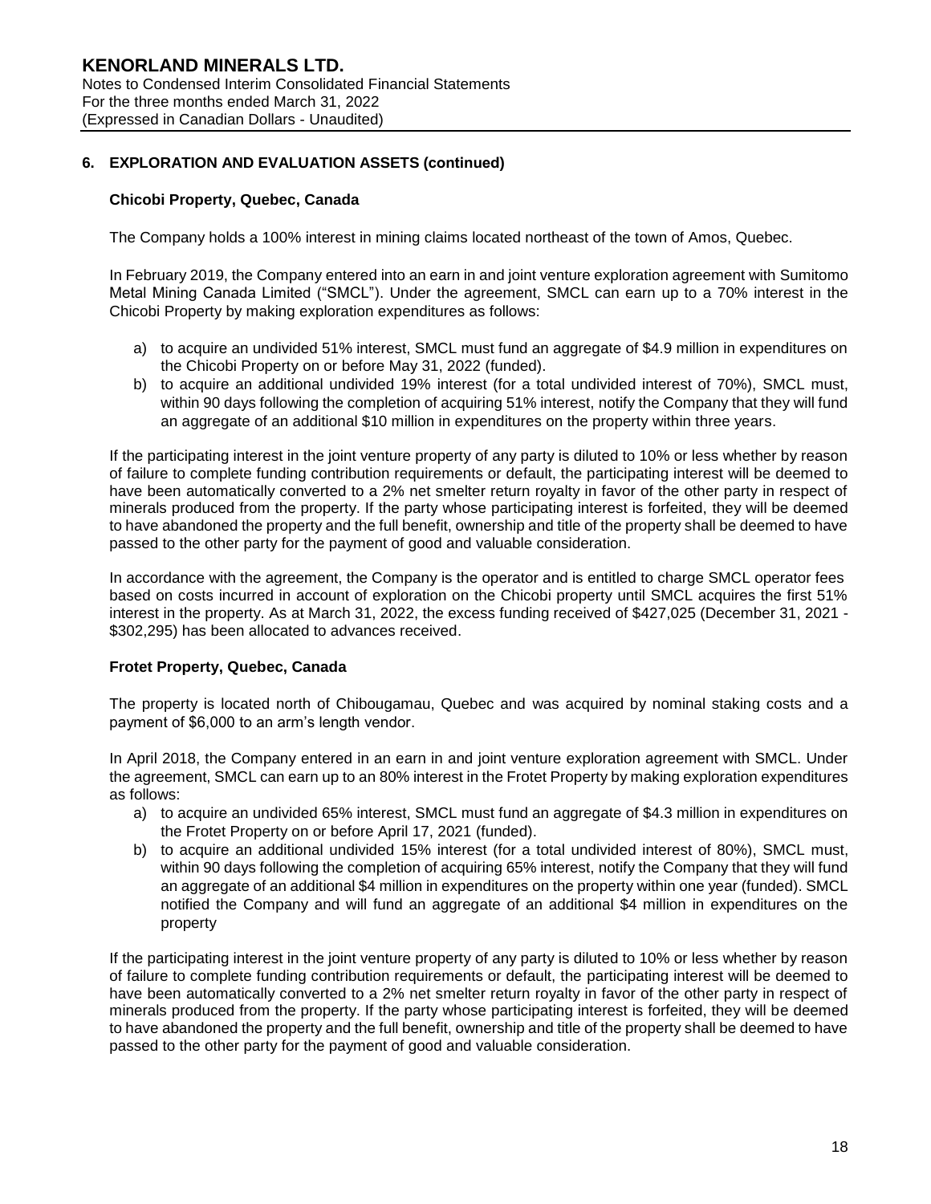## 6. EXPLORATION AND EVALUATION ASSETS (continued)

### Chicobi Property, Quebec, Canada

The Company holds a 100% interest in mining claims located northeast of the town of Amos, Quebec.

In February 2019, the Company entered into an earn in and joint venture exploration agreement with Sumitomo Metal Mining Canada Limited ("SMCL"). Under the agreement, SMCL can earn up to a 70% interest in the Chicobi Property by making exploration expenditures as follows:

a) to acquire an undivided 51% interest, SMCL must fund an aggregate of $4.9 million in expenditures on the Chicobi Property on or before May 31, 2022 (funded).
b) to acquire an additional undivided 19% interest (for a total undivided interest of 70%), SMCL must, within 90 days following the completion of acquiring 51% interest, notify the Company that they will fund an aggregate of an additional $10 million in expenditures on the property within three years.

If the participating interest in the joint venture property of any party is diluted to 10% or less whether by reason of failure to complete funding contribution requirements or default, the participating interest will be deemed to have been automatically converted to a 2% net smelter return royalty in favor of the other party in respect of minerals produced from the property. If the party whose participating interest is forfeited, they will be deemed to have abandoned the property and the full benefit, ownership and title of the property shall be deemed to have passed to the other party for the payment of good and valuable consideration.

In accordance with the agreement, the Company is the operator and is entitled to charge SMCL operator fees based on costs incurred in account of exploration on the Chicobi property until SMCL acquires the first 51% interest in the property. As at March 31, 2022, the excess funding received of $427,025 (December 31, 2021 - $302,295) has been allocated to advances received.

### Frotet Property, Quebec, Canada

The property is located north of Chibougamau, Quebec and was acquired by nominal staking costs and a payment of $6,000 to an arm's length vendor.

In April 2018, the Company entered in an earn in and joint venture exploration agreement with SMCL. Under the agreement, SMCL can earn up to an 80% interest in the Frotet Property by making exploration expenditures as follows:

a) to acquire an undivided 65% interest, SMCL must fund an aggregate of $4.3 million in expenditures on the Frotet Property on or before April 17, 2021 (funded).
b) to acquire an additional undivided 15% interest (for a total undivided interest of 80%), SMCL must, within 90 days following the completion of acquiring 65% interest, notify the Company that they will fund an aggregate of an additional $4 million in expenditures on the property within one year (funded). SMCL notified the Company and will fund an aggregate of an additional $4 million in expenditures on the property

If the participating interest in the joint venture property of any party is diluted to 10% or less whether by reason of failure to complete funding contribution requirements or default, the participating interest will be deemed to have been automatically converted to a 2% net smelter return royalty in favor of the other party in respect of minerals produced from the property. If the party whose participating interest is forfeited, they will be deemed to have abandoned the property and the full benefit, ownership and title of the property shall be deemed to have passed to the other party for the payment of good and valuable consideration.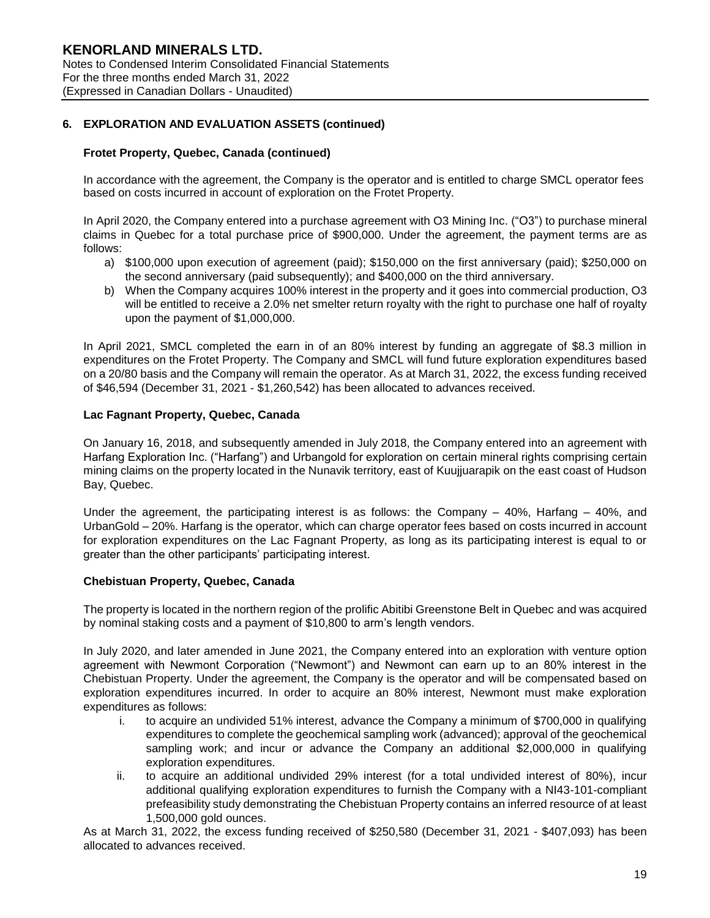## 6. EXPLORATION AND EVALUATION ASSETS (continued)

### Frotet Property, Quebec, Canada (continued)

In accordance with the agreement, the Company is the operator and is entitled to charge SMCL operator fees based on costs incurred in account of exploration on the Frotet Property.

In April 2020, the Company entered into a purchase agreement with O3 Mining Inc. ("O3") to purchase mineral claims in Quebec for a total purchase price of $900,000. Under the agreement, the payment terms are as follows:

a) $100,000 upon execution of agreement (paid); $150,000 on the first anniversary (paid); $250,000 on the second anniversary (paid subsequently); and $400,000 on the third anniversary.
b) When the Company acquires 100% interest in the property and it goes into commercial production, O3 will be entitled to receive a 2.0% net smelter return royalty with the right to purchase one half of royalty upon the payment of $1,000,000.

In April 2021, SMCL completed the earn in of an 80% interest by funding an aggregate of $8.3 million in expenditures on the Frotet Property. The Company and SMCL will fund future exploration expenditures based on a 20/80 basis and the Company will remain the operator. As at March 31, 2022, the excess funding received of $46,594 (December 31, 2021 - $1,260,542) has been allocated to advances received.

### Lac Fagnant Property, Quebec, Canada

On January 16, 2018, and subsequently amended in July 2018, the Company entered into an agreement with Harfang Exploration Inc. ("Harfang") and Urbangold for exploration on certain mineral rights comprising certain mining claims on the property located in the Nunavik territory, east of Kuujjuarapik on the east coast of Hudson Bay, Quebec.

Under the agreement, the participating interest is as follows: the Company – 40%, Harfang – 40%, and UrbanGold – 20%. Harfang is the operator, which can charge operator fees based on costs incurred in account for exploration expenditures on the Lac Fagnant Property, as long as its participating interest is equal to or greater than the other participants' participating interest.

### Chebistuan Property, Quebec, Canada

The property is located in the northern region of the prolific Abitibi Greenstone Belt in Quebec and was acquired by nominal staking costs and a payment of $10,800 to arm's length vendors.

In July 2020, and later amended in June 2021, the Company entered into an exploration with venture option agreement with Newmont Corporation ("Newmont") and Newmont can earn up to an 80% interest in the Chebistuan Property. Under the agreement, the Company is the operator and will be compensated based on exploration expenditures incurred. In order to acquire an 80% interest, Newmont must make exploration expenditures as follows:

i. to acquire an undivided 51% interest, advance the Company a minimum of $700,000 in qualifying expenditures to complete the geochemical sampling work (advanced); approval of the geochemical sampling work; and incur or advance the Company an additional $2,000,000 in qualifying exploration expenditures.
ii. to acquire an additional undivided 29% interest (for a total undivided interest of 80%), incur additional qualifying exploration expenditures to furnish the Company with a NI43-101-compliant prefeasibility study demonstrating the Chebistuan Property contains an inferred resource of at least 1,500,000 gold ounces.

As at March 31, 2022, the excess funding received of $250,580 (December 31, 2021 - $407,093) has been allocated to advances received.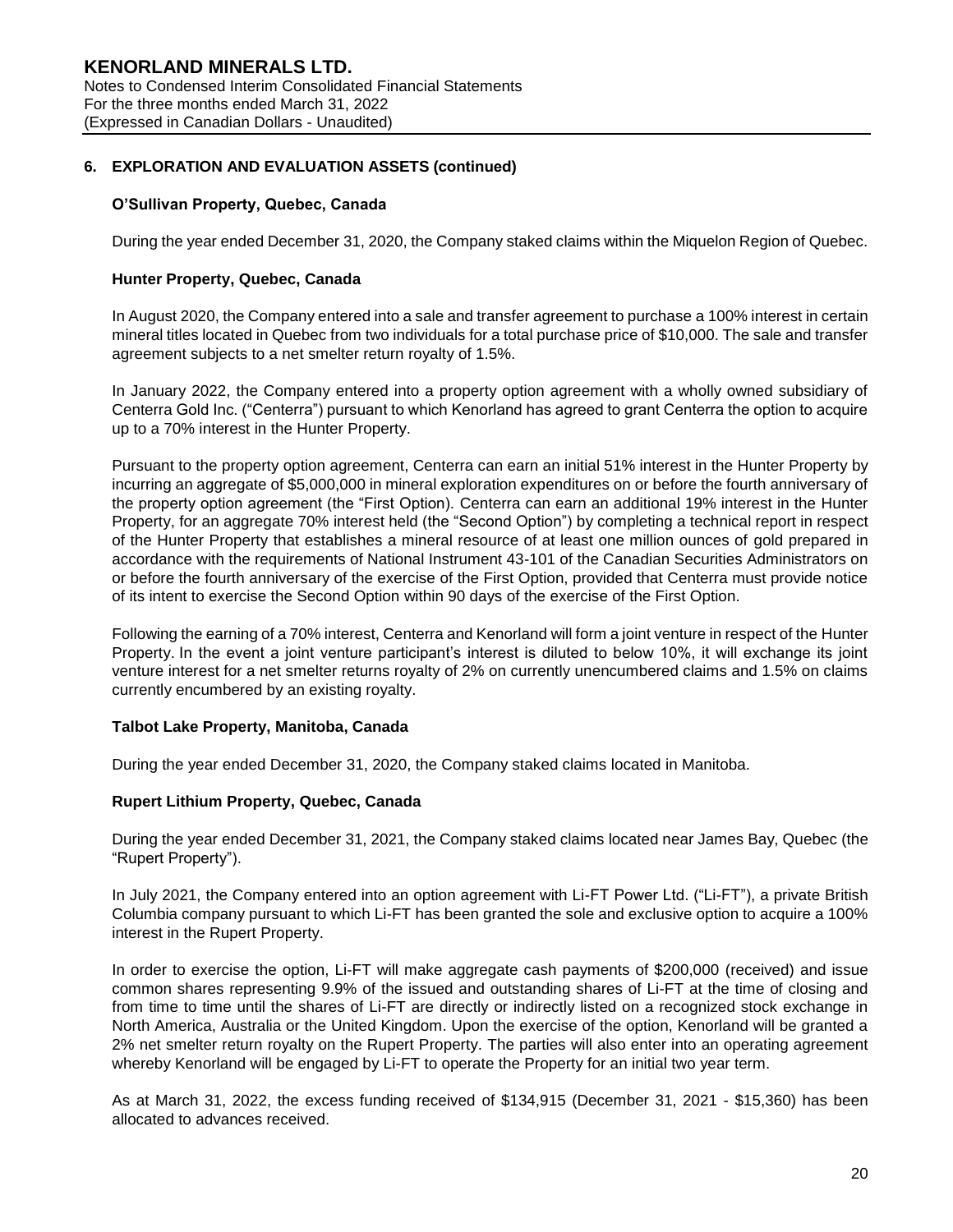## 6. EXPLORATION AND EVALUATION ASSETS (continued)

### O'Sullivan Property, Quebec, Canada

During the year ended December 31, 2020, the Company staked claims within the Miquelon Region of Quebec.

### Hunter Property, Quebec, Canada

In August 2020, the Company entered into a sale and transfer agreement to purchase a 100% interest in certain mineral titles located in Quebec from two individuals for a total purchase price of $10,000. The sale and transfer agreement subjects to a net smelter return royalty of 1.5%.

In January 2022, the Company entered into a property option agreement with a wholly owned subsidiary of Centerra Gold Inc. ("Centerra") pursuant to which Kenorland has agreed to grant Centerra the option to acquire up to a 70% interest in the Hunter Property.

Pursuant to the property option agreement, Centerra can earn an initial 51% interest in the Hunter Property by incurring an aggregate of $5,000,000 in mineral exploration expenditures on or before the fourth anniversary of the property option agreement (the "First Option). Centerra can earn an additional 19% interest in the Hunter Property, for an aggregate 70% interest held (the "Second Option") by completing a technical report in respect of the Hunter Property that establishes a mineral resource of at least one million ounces of gold prepared in accordance with the requirements of National Instrument 43-101 of the Canadian Securities Administrators on or before the fourth anniversary of the exercise of the First Option, provided that Centerra must provide notice of its intent to exercise the Second Option within 90 days of the exercise of the First Option.

Following the earning of a 70% interest, Centerra and Kenorland will form a joint venture in respect of the Hunter Property. In the event a joint venture participant's interest is diluted to below 10%, it will exchange its joint venture interest for a net smelter returns royalty of 2% on currently unencumbered claims and 1.5% on claims currently encumbered by an existing royalty.

### Talbot Lake Property, Manitoba, Canada

During the year ended December 31, 2020, the Company staked claims located in Manitoba.

### Rupert Lithium Property, Quebec, Canada

During the year ended December 31, 2021, the Company staked claims located near James Bay, Quebec (the "Rupert Property").

In July 2021, the Company entered into an option agreement with Li-FT Power Ltd. ("Li-FT"), a private British Columbia company pursuant to which Li-FT has been granted the sole and exclusive option to acquire a 100% interest in the Rupert Property.

In order to exercise the option, Li-FT will make aggregate cash payments of $200,000 (received) and issue common shares representing 9.9% of the issued and outstanding shares of Li-FT at the time of closing and from time to time until the shares of Li-FT are directly or indirectly listed on a recognized stock exchange in North America, Australia or the United Kingdom. Upon the exercise of the option, Kenorland will be granted a 2% net smelter return royalty on the Rupert Property. The parties will also enter into an operating agreement whereby Kenorland will be engaged by Li-FT to operate the Property for an initial two year term.

As at March 31, 2022, the excess funding received of $134,915 (December 31, 2021 - $15,360) has been allocated to advances received.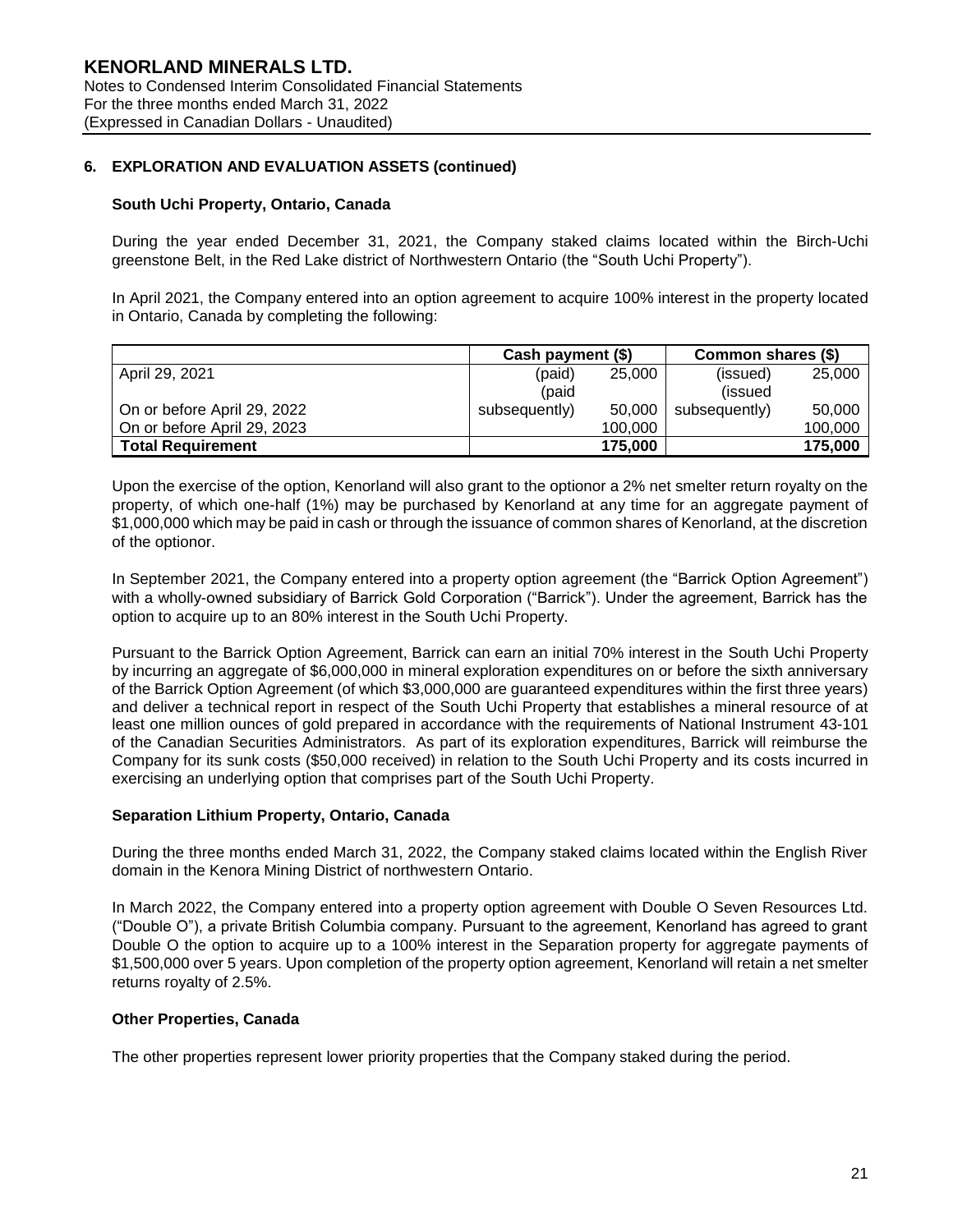## 6. EXPLORATION AND EVALUATION ASSETS (continued)

### South Uchi Property, Ontario, Canada

During the year ended December 31, 2021, the Company staked claims located within the Birch-Uchi greenstone Belt, in the Red Lake district of Northwestern Ontario (the "South Uchi Property").

In April 2021, the Company entered into an option agreement to acquire 100% interest in the property located in Ontario, Canada by completing the following:

| | Cash payment ($) | | Common shares ($) | |
|---|---|---|---|---|
| April 29, 2021 | (paid) | 25,000 | (issued) | 25,000 |
| On or before April 29, 2022 | (paid subsequently) | 50,000 | (issued subsequently) | 50,000 |
| On or before April 29, 2023 | | 100,000 | | 100,000 |
| **Total Requirement** | | **175,000** | | **175,000** |

Upon the exercise of the option, Kenorland will also grant to the optionor a 2% net smelter return royalty on the property, of which one-half (1%) may be purchased by Kenorland at any time for an aggregate payment of $1,000,000 which may be paid in cash or through the issuance of common shares of Kenorland, at the discretion of the optionor.

In September 2021, the Company entered into a property option agreement (the "Barrick Option Agreement") with a wholly-owned subsidiary of Barrick Gold Corporation ("Barrick"). Under the agreement, Barrick has the option to acquire up to an 80% interest in the South Uchi Property.

Pursuant to the Barrick Option Agreement, Barrick can earn an initial 70% interest in the South Uchi Property by incurring an aggregate of $6,000,000 in mineral exploration expenditures on or before the sixth anniversary of the Barrick Option Agreement (of which $3,000,000 are guaranteed expenditures within the first three years) and deliver a technical report in respect of the South Uchi Property that establishes a mineral resource of at least one million ounces of gold prepared in accordance with the requirements of National Instrument 43-101 of the Canadian Securities Administrators. As part of its exploration expenditures, Barrick will reimburse the Company for its sunk costs ($50,000 received) in relation to the South Uchi Property and its costs incurred in exercising an underlying option that comprises part of the South Uchi Property.

### Separation Lithium Property, Ontario, Canada

During the three months ended March 31, 2022, the Company staked claims located within the English River domain in the Kenora Mining District of northwestern Ontario.

In March 2022, the Company entered into a property option agreement with Double O Seven Resources Ltd. ("Double O"), a private British Columbia company. Pursuant to the agreement, Kenorland has agreed to grant Double O the option to acquire up to a 100% interest in the Separation property for aggregate payments of $1,500,000 over 5 years. Upon completion of the property option agreement, Kenorland will retain a net smelter returns royalty of 2.5%.

### Other Properties, Canada

The other properties represent lower priority properties that the Company staked during the period.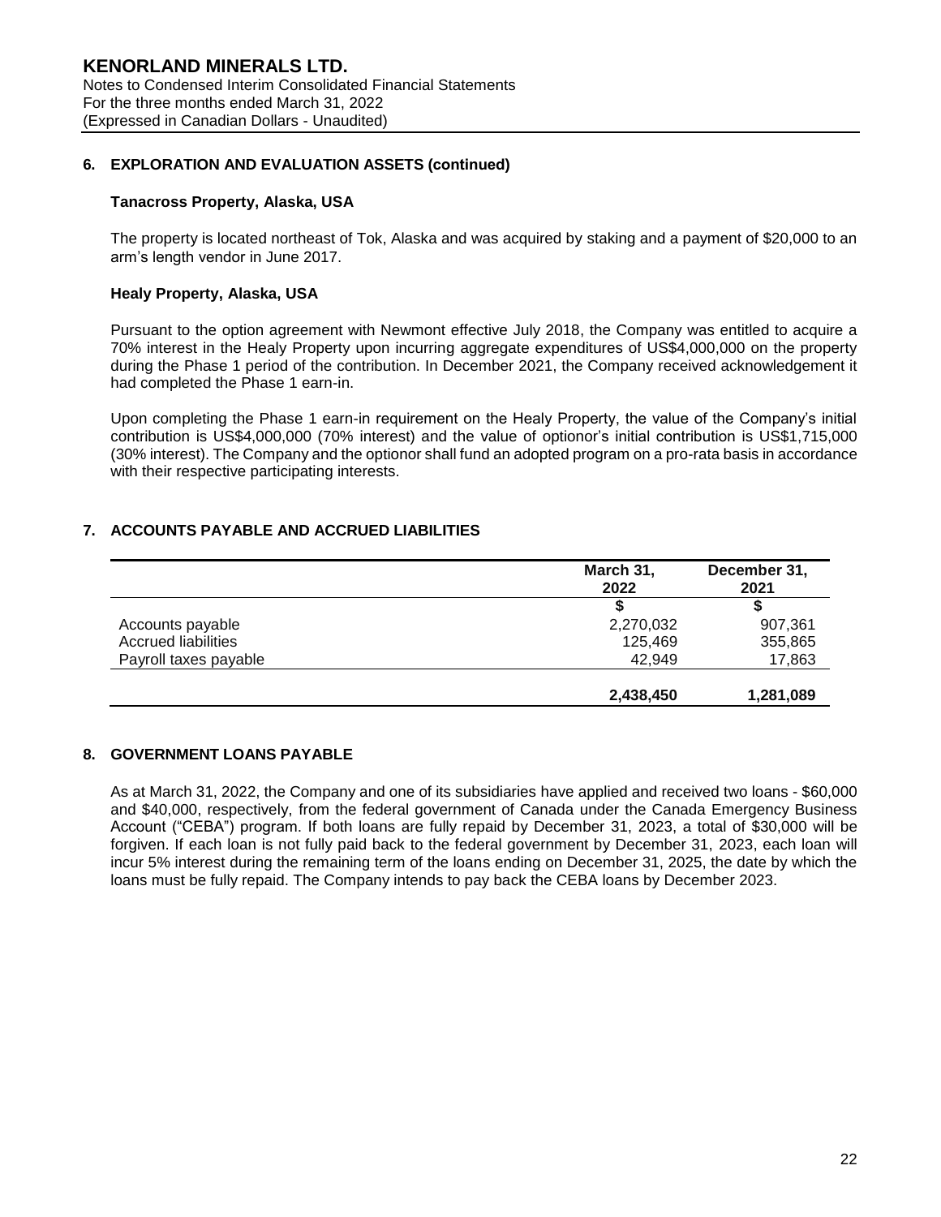## 6. EXPLORATION AND EVALUATION ASSETS (continued)

### Tanacross Property, Alaska, USA

The property is located northeast of Tok, Alaska and was acquired by staking and a payment of $20,000 to an arm's length vendor in June 2017.

### Healy Property, Alaska, USA

Pursuant to the option agreement with Newmont effective July 2018, the Company was entitled to acquire a 70% interest in the Healy Property upon incurring aggregate expenditures of US$4,000,000 on the property during the Phase 1 period of the contribution. In December 2021, the Company received acknowledgement it had completed the Phase 1 earn-in.

Upon completing the Phase 1 earn-in requirement on the Healy Property, the value of the Company's initial contribution is US$4,000,000 (70% interest) and the value of optionor's initial contribution is US$1,715,000 (30% interest). The Company and the optionor shall fund an adopted program on a pro-rata basis in accordance with their respective participating interests.

## 7. ACCOUNTS PAYABLE AND ACCRUED LIABILITIES

| | March 31, 2022 | December 31, 2021 |
|---|---|---|
| | $ | $ |
| Accounts payable | 2,270,032 | 907,361 |
| Accrued liabilities | 125,469 | 355,865 |
| Payroll taxes payable | 42,949 | 17,863 |
| | **2,438,450** | **1,281,089** |

## 8. GOVERNMENT LOANS PAYABLE

As at March 31, 2022, the Company and one of its subsidiaries have applied and received two loans - $60,000 and $40,000, respectively, from the federal government of Canada under the Canada Emergency Business Account ("CEBA") program. If both loans are fully repaid by December 31, 2023, a total of $30,000 will be forgiven. If each loan is not fully paid back to the federal government by December 31, 2023, each loan will incur 5% interest during the remaining term of the loans ending on December 31, 2025, the date by which the loans must be fully repaid. The Company intends to pay back the CEBA loans by December 2023.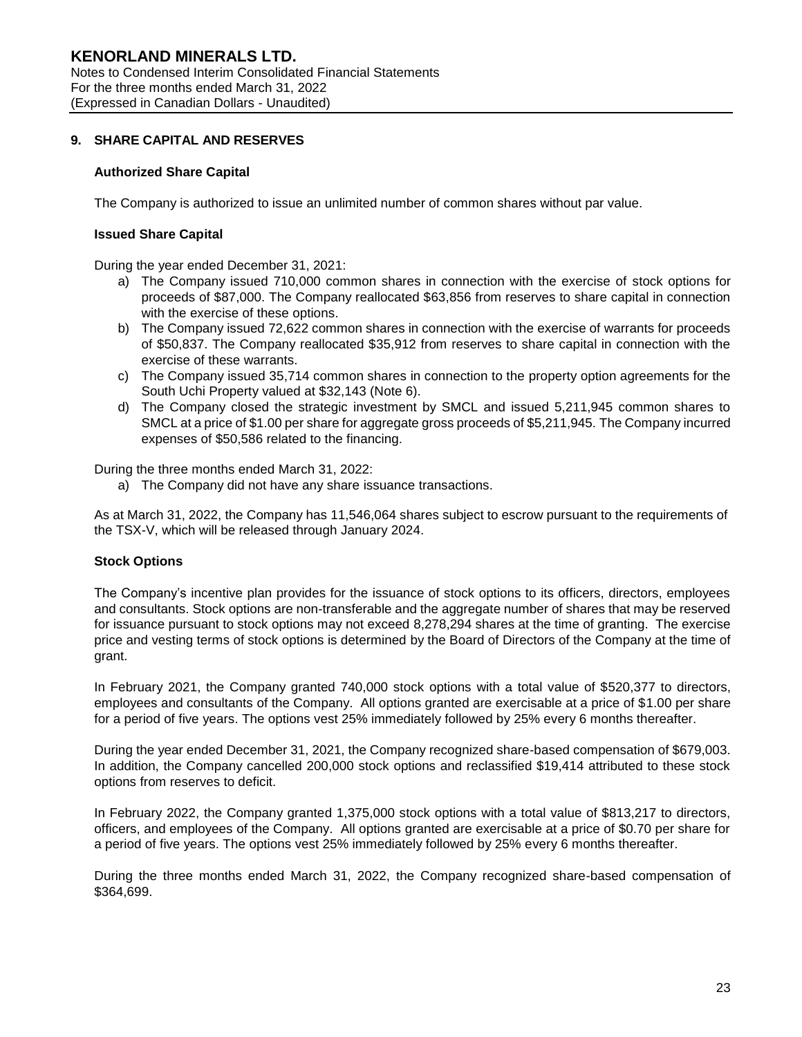## 9. SHARE CAPITAL AND RESERVES

### Authorized Share Capital

The Company is authorized to issue an unlimited number of common shares without par value.

### Issued Share Capital

During the year ended December 31, 2021:

a) The Company issued 710,000 common shares in connection with the exercise of stock options for proceeds of $87,000. The Company reallocated $63,856 from reserves to share capital in connection with the exercise of these options.
b) The Company issued 72,622 common shares in connection with the exercise of warrants for proceeds of $50,837. The Company reallocated $35,912 from reserves to share capital in connection with the exercise of these warrants.
c) The Company issued 35,714 common shares in connection to the property option agreements for the South Uchi Property valued at $32,143 (Note 6).
d) The Company closed the strategic investment by SMCL and issued 5,211,945 common shares to SMCL at a price of $1.00 per share for aggregate gross proceeds of $5,211,945. The Company incurred expenses of $50,586 related to the financing.

During the three months ended March 31, 2022:

a) The Company did not have any share issuance transactions.

As at March 31, 2022, the Company has 11,546,064 shares subject to escrow pursuant to the requirements of the TSX-V, which will be released through January 2024.

### Stock Options

The Company's incentive plan provides for the issuance of stock options to its officers, directors, employees and consultants. Stock options are non-transferable and the aggregate number of shares that may be reserved for issuance pursuant to stock options may not exceed 8,278,294 shares at the time of granting. The exercise price and vesting terms of stock options is determined by the Board of Directors of the Company at the time of grant.

In February 2021, the Company granted 740,000 stock options with a total value of $520,377 to directors, employees and consultants of the Company. All options granted are exercisable at a price of $1.00 per share for a period of five years. The options vest 25% immediately followed by 25% every 6 months thereafter.

During the year ended December 31, 2021, the Company recognized share-based compensation of $679,003. In addition, the Company cancelled 200,000 stock options and reclassified $19,414 attributed to these stock options from reserves to deficit.

In February 2022, the Company granted 1,375,000 stock options with a total value of $813,217 to directors, officers, and employees of the Company. All options granted are exercisable at a price of $0.70 per share for a period of five years. The options vest 25% immediately followed by 25% every 6 months thereafter.

During the three months ended March 31, 2022, the Company recognized share-based compensation of $364,699.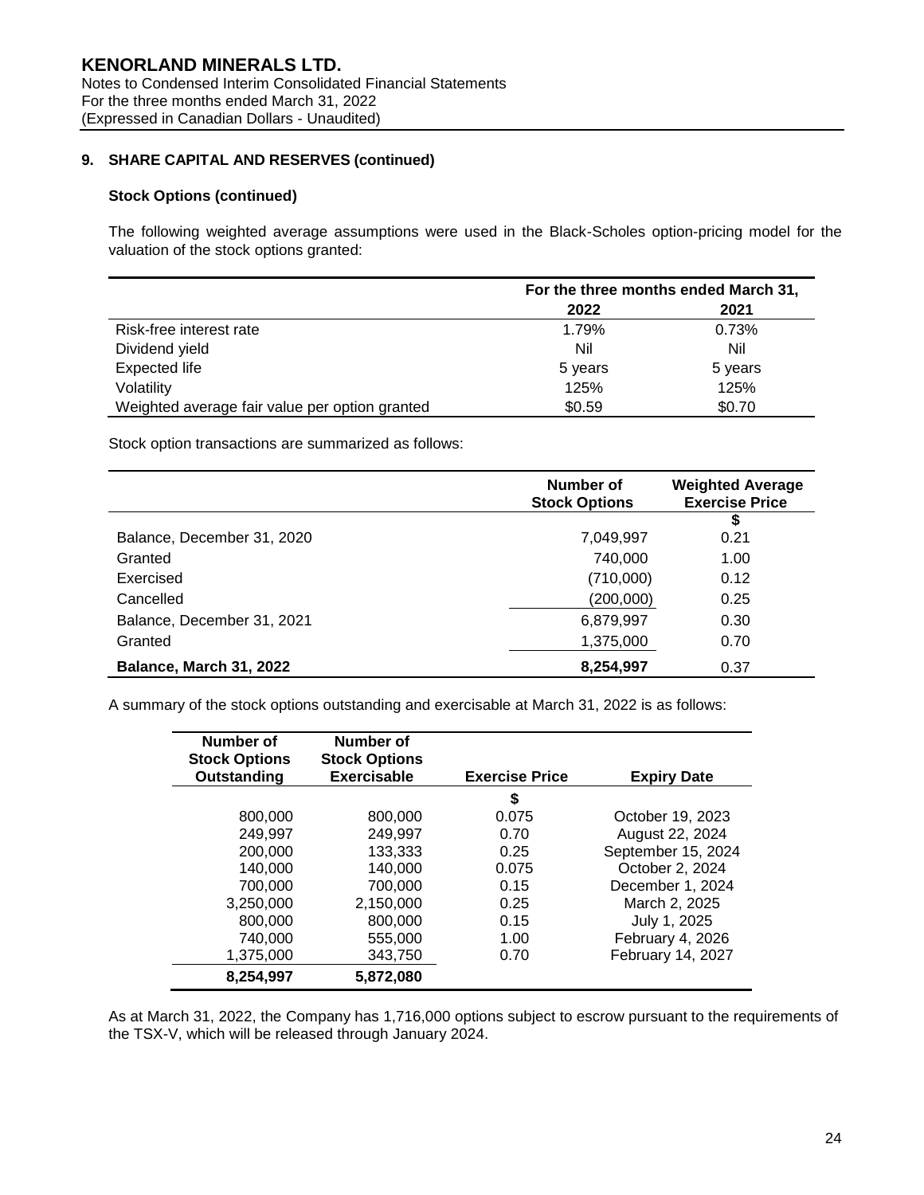### 9. SHARE CAPITAL AND RESERVES (continued)

#### Stock Options (continued)

The following weighted average assumptions were used in the Black-Scholes option-pricing model for the valuation of the stock options granted:

| | For the three months ended March 31, | |
|---|---|---|
| | 2022 | 2021 |
| Risk-free interest rate | 1.79% | 0.73% |
| Dividend yield | Nil | Nil |
| Expected life | 5 years | 5 years |
| Volatility | 125% | 125% |
| Weighted average fair value per option granted | $0.59 | $0.70 |

Stock option transactions are summarized as follows:

| | Number of Stock Options | Weighted Average Exercise Price |
|---|---|---|
| | | $ |
| Balance, December 31, 2020 | 7,049,997 | 0.21 |
| Granted | 740,000 | 1.00 |
| Exercised | (710,000) | 0.12 |
| Cancelled | (200,000) | 0.25 |
| Balance, December 31, 2021 | 6,879,997 | 0.30 |
| Granted | 1,375,000 | 0.70 |
| **Balance, March 31, 2022** | **8,254,997** | 0.37 |

A summary of the stock options outstanding and exercisable at March 31, 2022 is as follows:

| Number of Stock Options Outstanding | Number of Stock Options Exercisable | Exercise Price | Expiry Date |
|---|---|---|---|
| | | $ | |
| 800,000 | 800,000 | 0.075 | October 19, 2023 |
| 249,997 | 249,997 | 0.70 | August 22, 2024 |
| 200,000 | 133,333 | 0.25 | September 15, 2024 |
| 140,000 | 140,000 | 0.075 | October 2, 2024 |
| 700,000 | 700,000 | 0.15 | December 1, 2024 |
| 3,250,000 | 2,150,000 | 0.25 | March 2, 2025 |
| 800,000 | 800,000 | 0.15 | July 1, 2025 |
| 740,000 | 555,000 | 1.00 | February 4, 2026 |
| 1,375,000 | 343,750 | 0.70 | February 14, 2027 |
| **8,254,997** | **5,872,080** | | |

As at March 31, 2022, the Company has 1,716,000 options subject to escrow pursuant to the requirements of the TSX-V, which will be released through January 2024.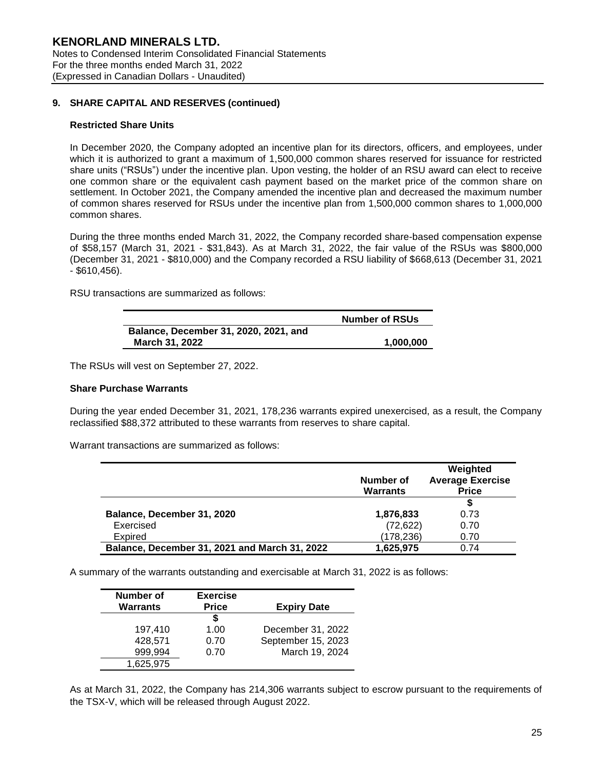## 9. SHARE CAPITAL AND RESERVES (continued)

### Restricted Share Units

In December 2020, the Company adopted an incentive plan for its directors, officers, and employees, under which it is authorized to grant a maximum of 1,500,000 common shares reserved for issuance for restricted share units ("RSUs") under the incentive plan. Upon vesting, the holder of an RSU award can elect to receive one common share or the equivalent cash payment based on the market price of the common share on settlement. In October 2021, the Company amended the incentive plan and decreased the maximum number of common shares reserved for RSUs under the incentive plan from 1,500,000 common shares to 1,000,000 common shares.

During the three months ended March 31, 2022, the Company recorded share-based compensation expense of $58,157 (March 31, 2021 - $31,843). As at March 31, 2022, the fair value of the RSUs was $800,000 (December 31, 2021 - $810,000) and the Company recorded a RSU liability of $668,613 (December 31, 2021 - $610,456).

RSU transactions are summarized as follows:

| | Number of RSUs |
|---|---|
| **Balance, December 31, 2020, 2021, and March 31, 2022** | **1,000,000** |

The RSUs will vest on September 27, 2022.

### Share Purchase Warrants

During the year ended December 31, 2021, 178,236 warrants expired unexercised, as a result, the Company reclassified $88,372 attributed to these warrants from reserves to share capital.

Warrant transactions are summarized as follows:

| | Number of Warrants | Weighted Average Exercise Price |
|---|---|---|
| | | $ |
| **Balance, December 31, 2020** | **1,876,833** | 0.73 |
| Exercised | (72,622) | 0.70 |
| Expired | (178,236) | 0.70 |
| **Balance, December 31, 2021 and March 31, 2022** | **1,625,975** | 0.74 |

A summary of the warrants outstanding and exercisable at March 31, 2022 is as follows:

| Number of Warrants | Exercise Price | Expiry Date |
|---|---|---|
| | $ | |
| 197,410 | 1.00 | December 31, 2022 |
| 428,571 | 0.70 | September 15, 2023 |
| 999,994 | 0.70 | March 19, 2024 |
| 1,625,975 | | |

As at March 31, 2022, the Company has 214,306 warrants subject to escrow pursuant to the requirements of the TSX-V, which will be released through August 2022.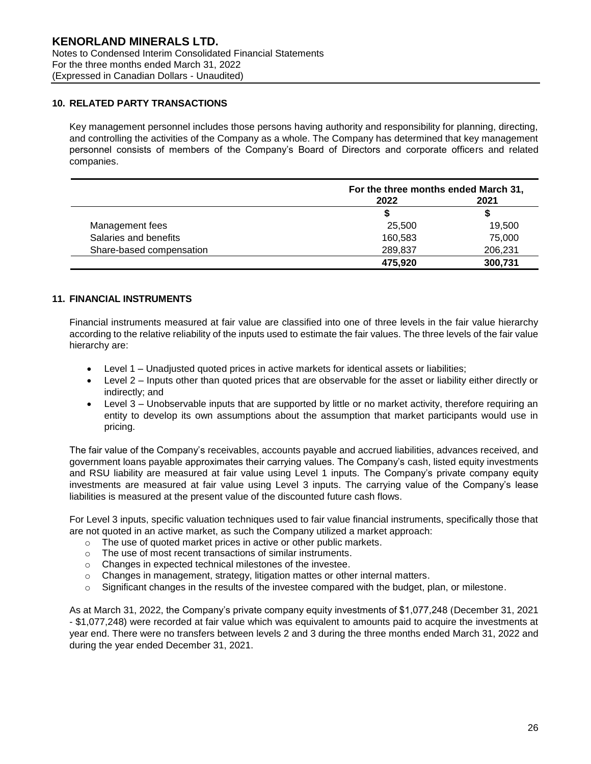## 10. RELATED PARTY TRANSACTIONS

Key management personnel includes those persons having authority and responsibility for planning, directing, and controlling the activities of the Company as a whole. The Company has determined that key management personnel consists of members of the Company's Board of Directors and corporate officers and related companies.

| | For the three months ended March 31, | |
|---|---|---|
| | 2022 | 2021 |
| | $ | $ |
| Management fees | 25,500 | 19,500 |
| Salaries and benefits | 160,583 | 75,000 |
| Share-based compensation | 289,837 | 206,231 |
| | **475,920** | **300,731** |

## 11. FINANCIAL INSTRUMENTS

Financial instruments measured at fair value are classified into one of three levels in the fair value hierarchy according to the relative reliability of the inputs used to estimate the fair values. The three levels of the fair value hierarchy are:

- Level 1 – Unadjusted quoted prices in active markets for identical assets or liabilities;
- Level 2 – Inputs other than quoted prices that are observable for the asset or liability either directly or indirectly; and
- Level 3 – Unobservable inputs that are supported by little or no market activity, therefore requiring an entity to develop its own assumptions about the assumption that market participants would use in pricing.

The fair value of the Company's receivables, accounts payable and accrued liabilities, advances received, and government loans payable approximates their carrying values. The Company's cash, listed equity investments and RSU liability are measured at fair value using Level 1 inputs. The Company's private company equity investments are measured at fair value using Level 3 inputs. The carrying value of the Company's lease liabilities is measured at the present value of the discounted future cash flows.

For Level 3 inputs, specific valuation techniques used to fair value financial instruments, specifically those that are not quoted in an active market, as such the Company utilized a market approach:

- The use of quoted market prices in active or other public markets.
- The use of most recent transactions of similar instruments.
- Changes in expected technical milestones of the investee.
- Changes in management, strategy, litigation mattes or other internal matters.
- Significant changes in the results of the investee compared with the budget, plan, or milestone.

As at March 31, 2022, the Company's private company equity investments of $1,077,248 (December 31, 2021 - $1,077,248) were recorded at fair value which was equivalent to amounts paid to acquire the investments at year end. There were no transfers between levels 2 and 3 during the three months ended March 31, 2022 and during the year ended December 31, 2021.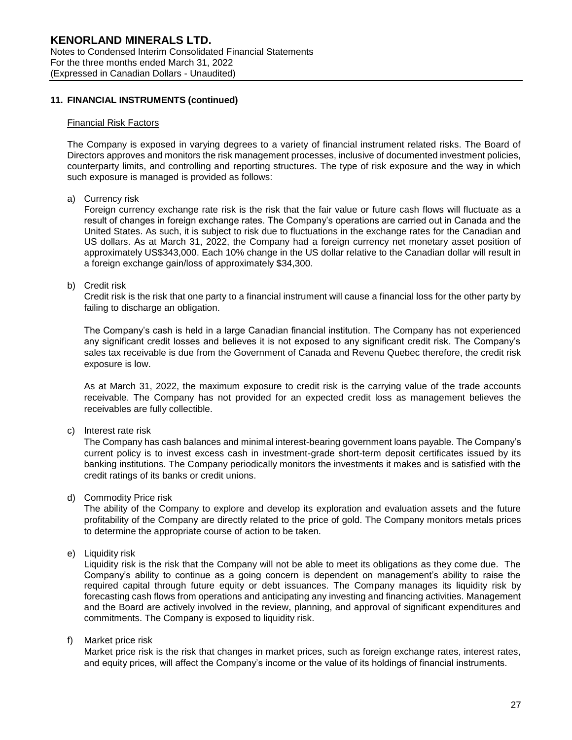## 11. FINANCIAL INSTRUMENTS (continued)

### Financial Risk Factors

The Company is exposed in varying degrees to a variety of financial instrument related risks. The Board of Directors approves and monitors the risk management processes, inclusive of documented investment policies, counterparty limits, and controlling and reporting structures. The type of risk exposure and the way in which such exposure is managed is provided as follows:

a) Currency risk

Foreign currency exchange rate risk is the risk that the fair value or future cash flows will fluctuate as a result of changes in foreign exchange rates. The Company's operations are carried out in Canada and the United States. As such, it is subject to risk due to fluctuations in the exchange rates for the Canadian and US dollars. As at March 31, 2022, the Company had a foreign currency net monetary asset position of approximately US$343,000. Each 10% change in the US dollar relative to the Canadian dollar will result in a foreign exchange gain/loss of approximately $34,300.

b) Credit risk

Credit risk is the risk that one party to a financial instrument will cause a financial loss for the other party by failing to discharge an obligation.

The Company's cash is held in a large Canadian financial institution. The Company has not experienced any significant credit losses and believes it is not exposed to any significant credit risk. The Company's sales tax receivable is due from the Government of Canada and Revenu Quebec therefore, the credit risk exposure is low.

As at March 31, 2022, the maximum exposure to credit risk is the carrying value of the trade accounts receivable. The Company has not provided for an expected credit loss as management believes the receivables are fully collectible.

c) Interest rate risk

The Company has cash balances and minimal interest-bearing government loans payable. The Company's current policy is to invest excess cash in investment-grade short-term deposit certificates issued by its banking institutions. The Company periodically monitors the investments it makes and is satisfied with the credit ratings of its banks or credit unions.

d) Commodity Price risk

The ability of the Company to explore and develop its exploration and evaluation assets and the future profitability of the Company are directly related to the price of gold. The Company monitors metals prices to determine the appropriate course of action to be taken.

e) Liquidity risk

Liquidity risk is the risk that the Company will not be able to meet its obligations as they come due. The Company's ability to continue as a going concern is dependent on management's ability to raise the required capital through future equity or debt issuances. The Company manages its liquidity risk by forecasting cash flows from operations and anticipating any investing and financing activities. Management and the Board are actively involved in the review, planning, and approval of significant expenditures and commitments. The Company is exposed to liquidity risk.

f) Market price risk

Market price risk is the risk that changes in market prices, such as foreign exchange rates, interest rates, and equity prices, will affect the Company's income or the value of its holdings of financial instruments.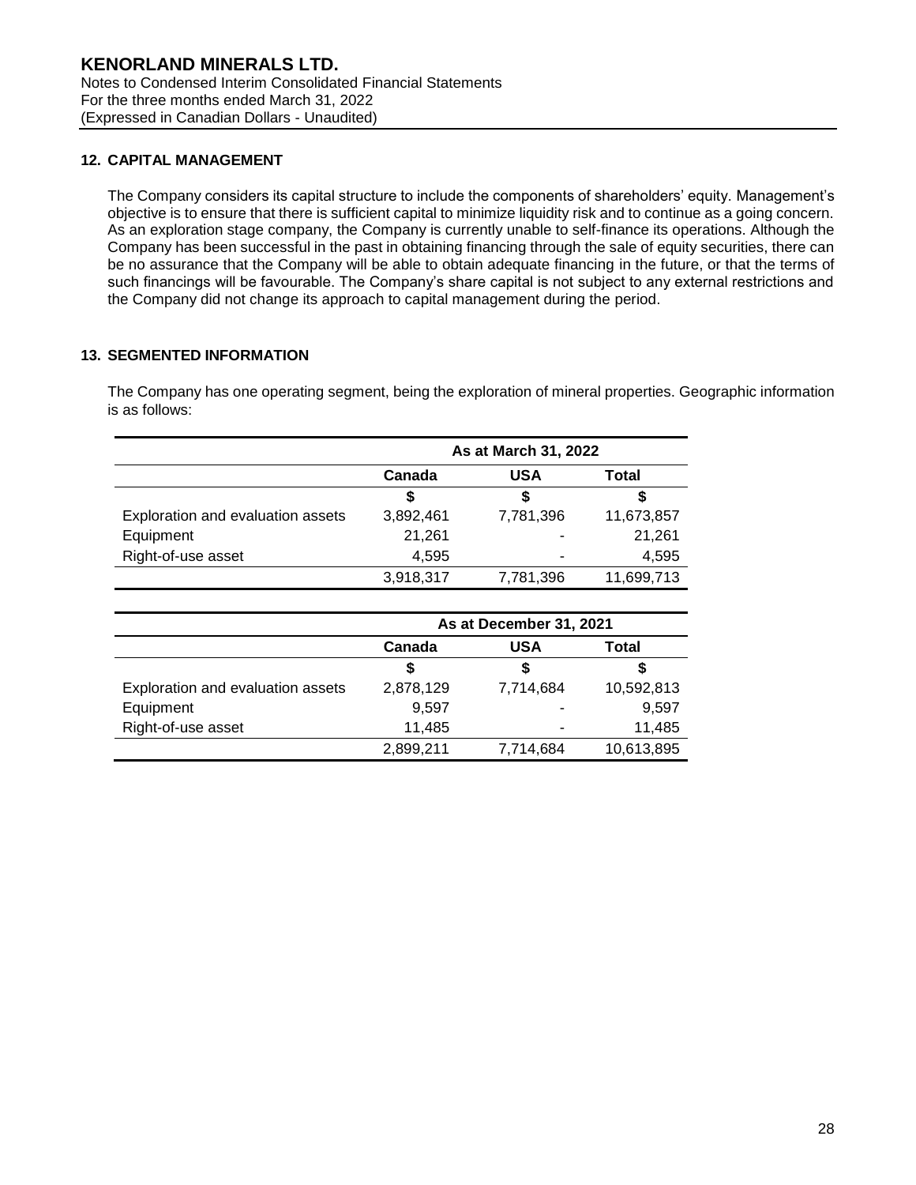## 12. CAPITAL MANAGEMENT

The Company considers its capital structure to include the components of shareholders' equity. Management's objective is to ensure that there is sufficient capital to minimize liquidity risk and to continue as a going concern. As an exploration stage company, the Company is currently unable to self-finance its operations. Although the Company has been successful in the past in obtaining financing through the sale of equity securities, there can be no assurance that the Company will be able to obtain adequate financing in the future, or that the terms of such financings will be favourable. The Company's share capital is not subject to any external restrictions and the Company did not change its approach to capital management during the period.

## 13. SEGMENTED INFORMATION

The Company has one operating segment, being the exploration of mineral properties. Geographic information is as follows:

| | As at March 31, 2022 | | |
|---|---|---|---|
| | **Canada** | **USA** | **Total** |
| | **$** | **$** | **$** |
| Exploration and evaluation assets | 3,892,461 | 7,781,396 | 11,673,857 |
| Equipment | 21,261 | - | 21,261 |
| Right-of-use asset | 4,595 | - | 4,595 |
| | 3,918,317 | 7,781,396 | 11,699,713 |

| | As at December 31, 2021 | | |
|---|---|---|---|
| | **Canada** | **USA** | **Total** |
| | **$** | **$** | **$** |
| Exploration and evaluation assets | 2,878,129 | 7,714,684 | 10,592,813 |
| Equipment | 9,597 | - | 9,597 |
| Right-of-use asset | 11,485 | - | 11,485 |
| | 2,899,211 | 7,714,684 | 10,613,895 |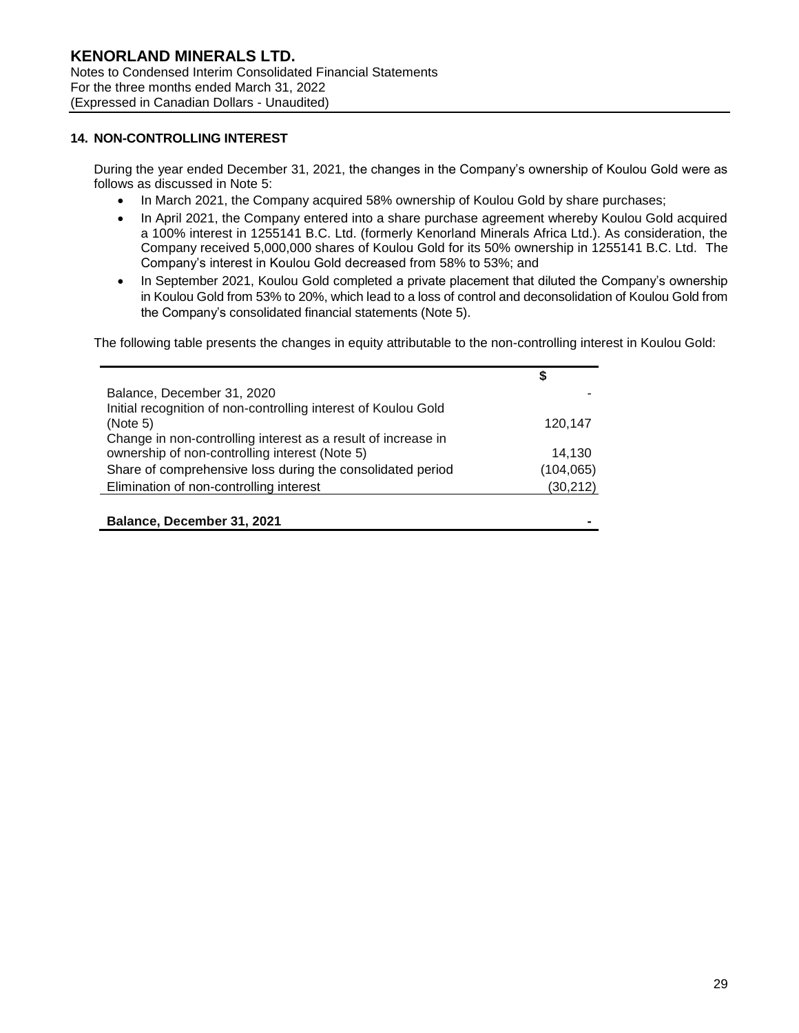## 14. NON-CONTROLLING INTEREST

During the year ended December 31, 2021, the changes in the Company's ownership of Koulou Gold were as follows as discussed in Note 5:

- In March 2021, the Company acquired 58% ownership of Koulou Gold by share purchases;
- In April 2021, the Company entered into a share purchase agreement whereby Koulou Gold acquired a 100% interest in 1255141 B.C. Ltd. (formerly Kenorland Minerals Africa Ltd.). As consideration, the Company received 5,000,000 shares of Koulou Gold for its 50% ownership in 1255141 B.C. Ltd. The Company's interest in Koulou Gold decreased from 58% to 53%; and
- In September 2021, Koulou Gold completed a private placement that diluted the Company's ownership in Koulou Gold from 53% to 20%, which lead to a loss of control and deconsolidation of Koulou Gold from the Company's consolidated financial statements (Note 5).

The following table presents the changes in equity attributable to the non-controlling interest in Koulou Gold:

| | $ |
|---|---|
| Balance, December 31, 2020 | - |
| Initial recognition of non-controlling interest of Koulou Gold (Note 5) | 120,147 |
| Change in non-controlling interest as a result of increase in ownership of non-controlling interest (Note 5) | 14,130 |
| Share of comprehensive loss during the consolidated period | (104,065) |
| Elimination of non-controlling interest | (30,212) |
| **Balance, December 31, 2021** | **-** |